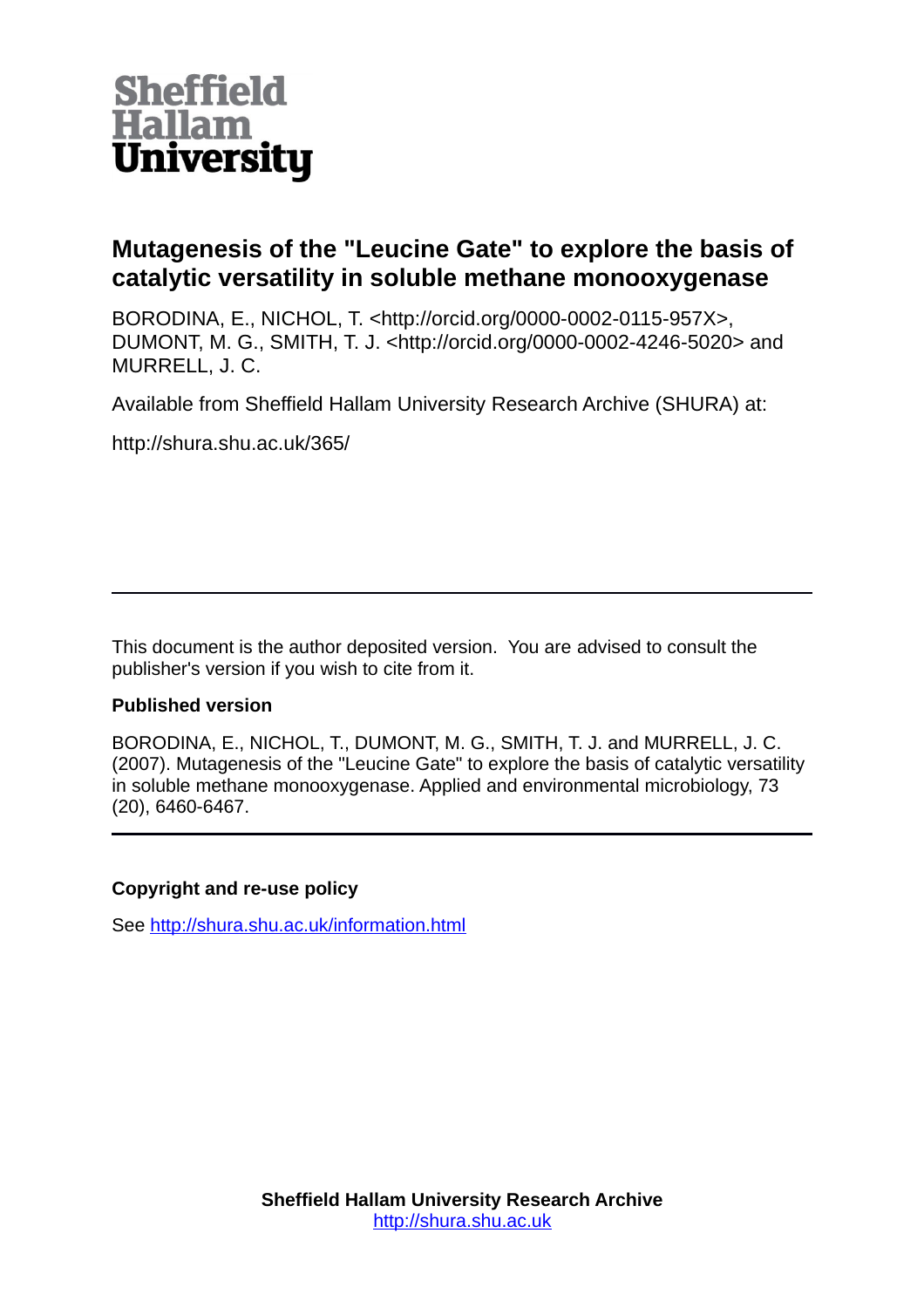Sheffield Hallam University

# Mutagenesis of the "Leucine Gate" to explore the basis of catalytic versatility in soluble methane monooxygenase

BORODINA, E., NICHOL, T. <http://orcid.org/0000-0002-0115-957X>, DUMONT, M. G., SMITH, T. J. <http://orcid.org/0000-0002-4246-5020> and MURRELL, J. C.

Available from Sheffield Hallam University Research Archive (SHURA) at:

http://shura.shu.ac.uk/365/

---

This document is the author deposited version. You are advised to consult the publisher's version if you wish to cite from it.

**Published version**

BORODINA, E., NICHOL, T., DUMONT, M. G., SMITH, T. J. and MURRELL, J. C. (2007). Mutagenesis of the "Leucine Gate" to explore the basis of catalytic versatility in soluble methane monooxygenase. Applied and environmental microbiology, 73 (20), 6460-6467.

---

**Copyright and re-use policy**

See http://shura.shu.ac.uk/information.html

**Sheffield Hallam University Research Archive**
http://shura.shu.ac.uk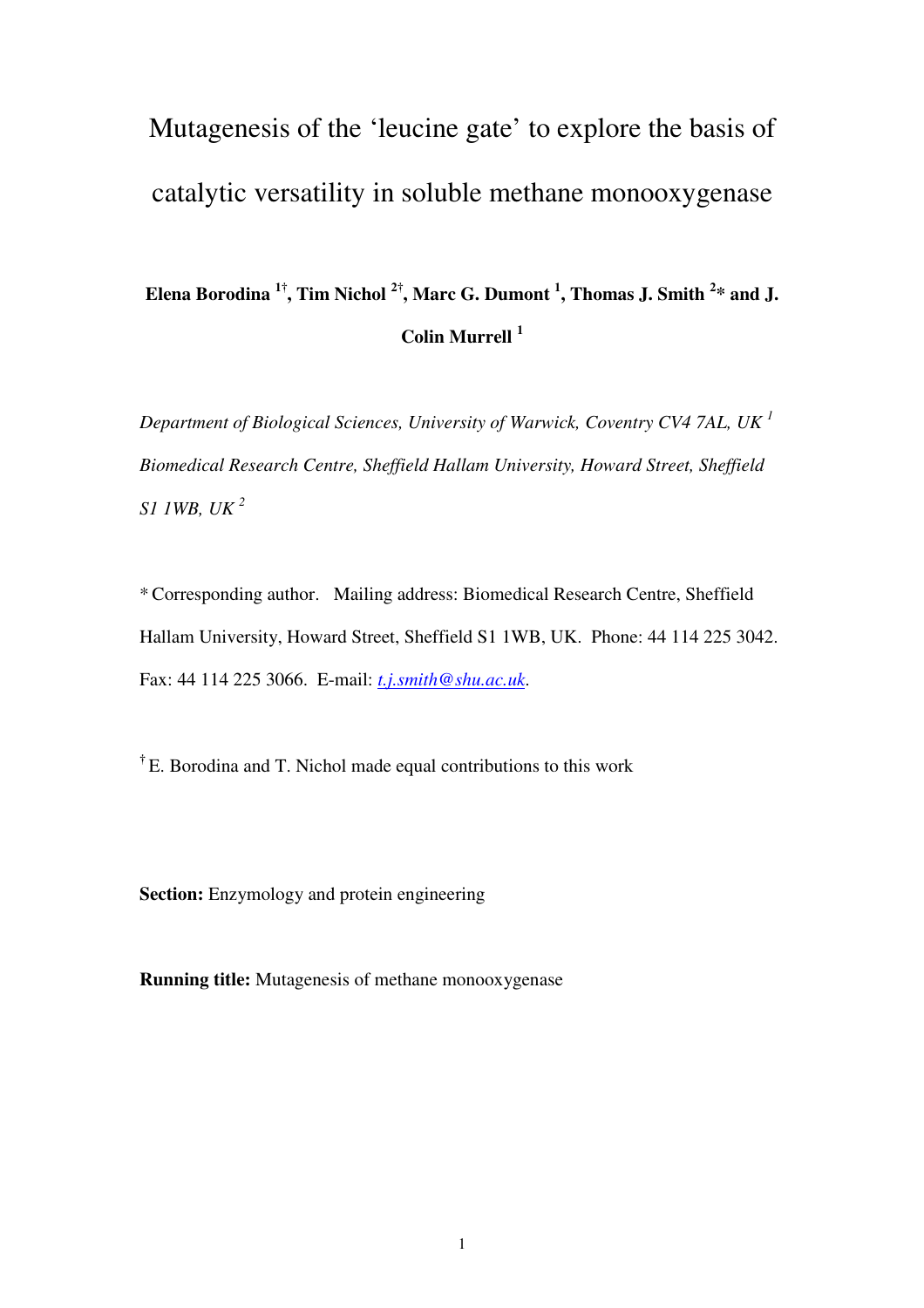# Mutagenesis of the 'leucine gate' to explore the basis of catalytic versatility in soluble methane monooxygenase

**Elena Borodina [1†], Tim Nichol [2†], Marc G. Dumont [1], Thomas J. Smith [2*] and J. Colin Murrell [1]**

*Department of Biological Sciences, University of Warwick, Coventry CV4 7AL, UK [1]*

*Biomedical Research Centre, Sheffield Hallam University, Howard Street, Sheffield S1 1WB, UK [2]*

\* Corresponding author. Mailing address: Biomedical Research Centre, Sheffield Hallam University, Howard Street, Sheffield S1 1WB, UK. Phone: 44 114 225 3042. Fax: 44 114 225 3066. E-mail: *t.j.smith@shu.ac.uk*.

[†] E. Borodina and T. Nichol made equal contributions to this work

**Section:** Enzymology and protein engineering

**Running title:** Mutagenesis of methane monooxygenase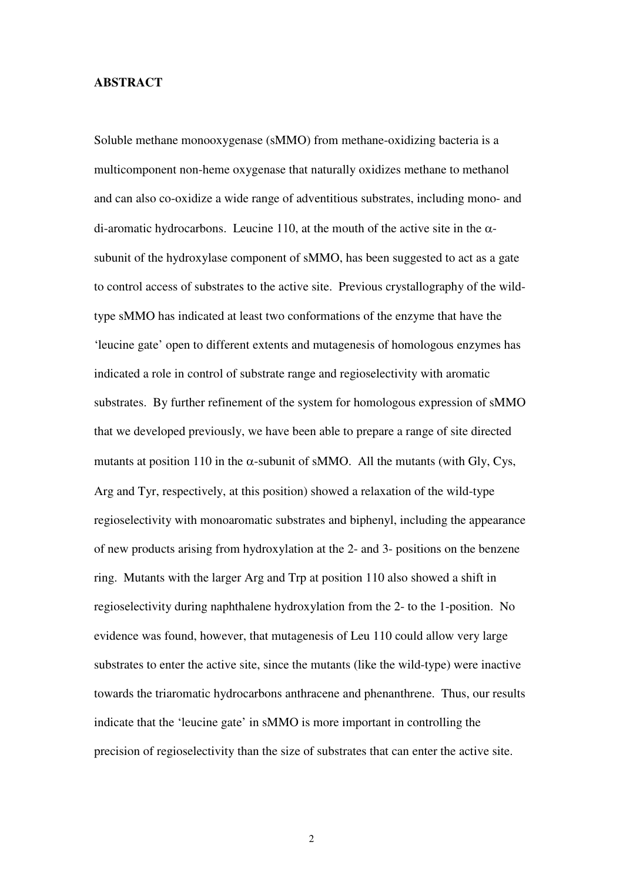**ABSTRACT**

Soluble methane monooxygenase (sMMO) from methane-oxidizing bacteria is a multicomponent non-heme oxygenase that naturally oxidizes methane to methanol and can also co-oxidize a wide range of adventitious substrates, including mono- and di-aromatic hydrocarbons. Leucine 110, at the mouth of the active site in the $\alpha$-subunit of the hydroxylase component of sMMO, has been suggested to act as a gate to control access of substrates to the active site. Previous crystallography of the wild-type sMMO has indicated at least two conformations of the enzyme that have the 'leucine gate' open to different extents and mutagenesis of homologous enzymes has indicated a role in control of substrate range and regioselectivity with aromatic substrates. By further refinement of the system for homologous expression of sMMO that we developed previously, we have been able to prepare a range of site directed mutants at position 110 in the $\alpha$-subunit of sMMO. All the mutants (with Gly, Cys, Arg and Tyr, respectively, at this position) showed a relaxation of the wild-type regioselectivity with monoaromatic substrates and biphenyl, including the appearance of new products arising from hydroxylation at the 2- and 3- positions on the benzene ring. Mutants with the larger Arg and Trp at position 110 also showed a shift in regioselectivity during naphthalene hydroxylation from the 2- to the 1-position. No evidence was found, however, that mutagenesis of Leu 110 could allow very large substrates to enter the active site, since the mutants (like the wild-type) were inactive towards the triaromatic hydrocarbons anthracene and phenanthrene. Thus, our results indicate that the 'leucine gate' in sMMO is more important in controlling the precision of regioselectivity than the size of substrates that can enter the active site.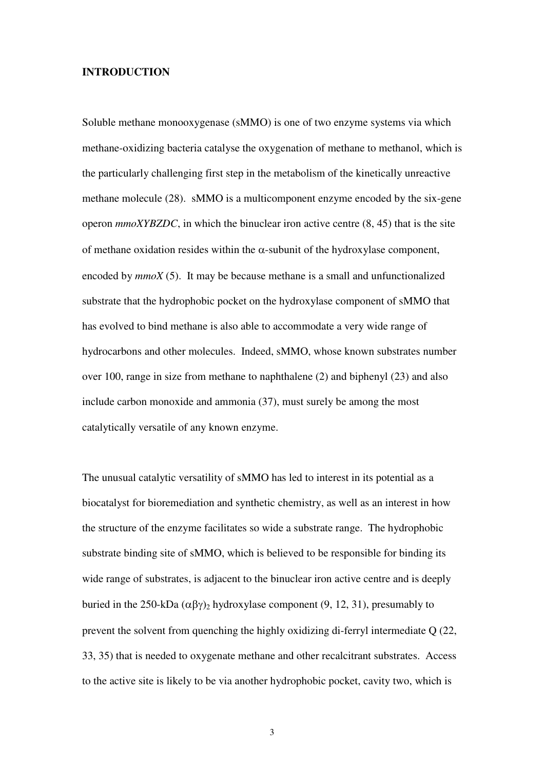## INTRODUCTION

Soluble methane monooxygenase (sMMO) is one of two enzyme systems via which methane-oxidizing bacteria catalyse the oxygenation of methane to methanol, which is the particularly challenging first step in the metabolism of the kinetically unreactive methane molecule (28). sMMO is a multicomponent enzyme encoded by the six-gene operon *mmoXYBZDC*, in which the binuclear iron active centre (8, 45) that is the site of methane oxidation resides within the $\alpha$-subunit of the hydroxylase component, encoded by *mmoX* (5). It may be because methane is a small and unfunctionalized substrate that the hydrophobic pocket on the hydroxylase component of sMMO that has evolved to bind methane is also able to accommodate a very wide range of hydrocarbons and other molecules. Indeed, sMMO, whose known substrates number over 100, range in size from methane to naphthalene (2) and biphenyl (23) and also include carbon monoxide and ammonia (37), must surely be among the most catalytically versatile of any known enzyme.

The unusual catalytic versatility of sMMO has led to interest in its potential as a biocatalyst for bioremediation and synthetic chemistry, as well as an interest in how the structure of the enzyme facilitates so wide a substrate range. The hydrophobic substrate binding site of sMMO, which is believed to be responsible for binding its wide range of substrates, is adjacent to the binuclear iron active centre and is deeply buried in the 250-kDa $(\alpha\beta\gamma)_2$ hydroxylase component (9, 12, 31), presumably to prevent the solvent from quenching the highly oxidizing di-ferryl intermediate Q (22, 33, 35) that is needed to oxygenate methane and other recalcitrant substrates. Access to the active site is likely to be via another hydrophobic pocket, cavity two, which is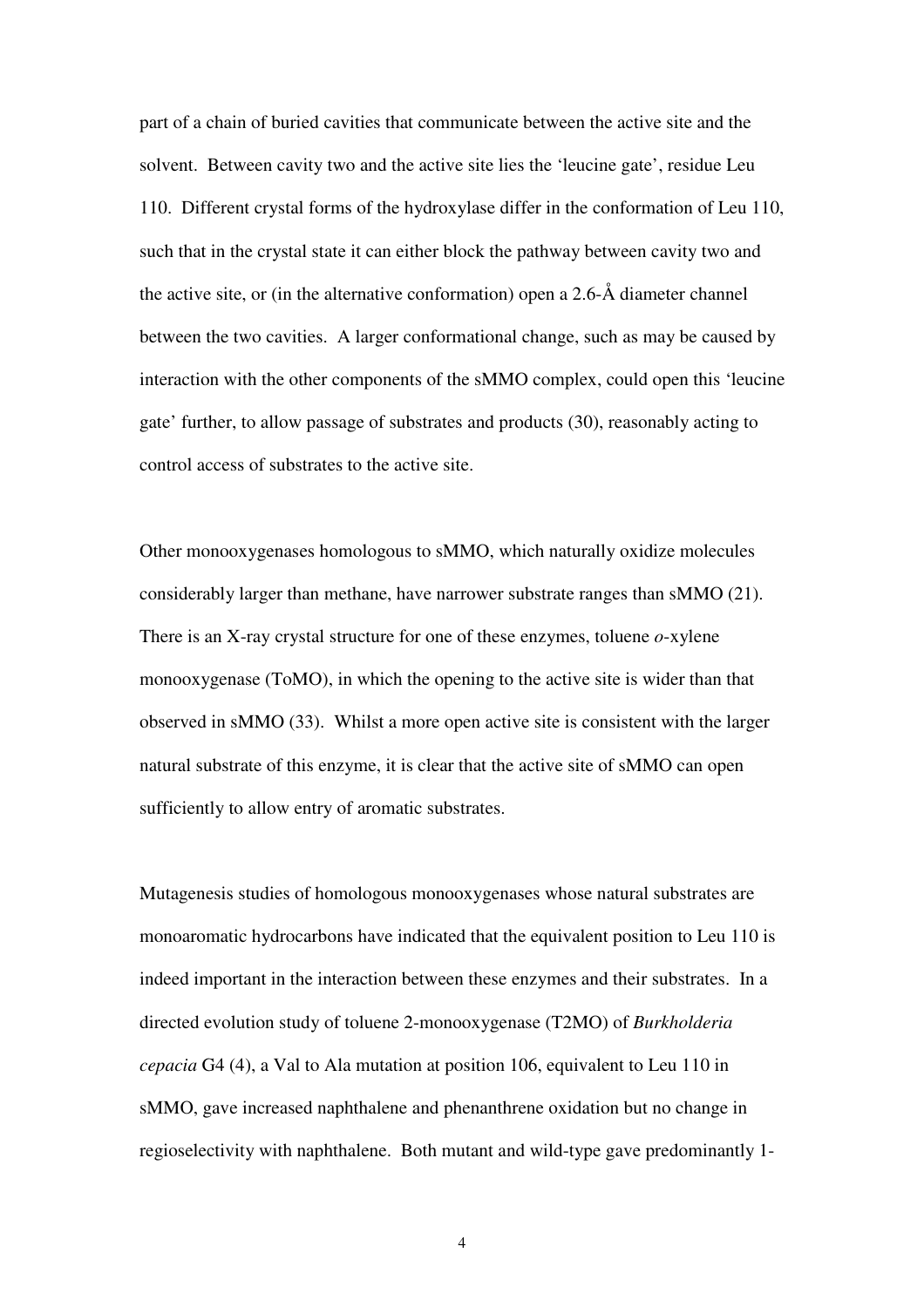part of a chain of buried cavities that communicate between the active site and the solvent. Between cavity two and the active site lies the 'leucine gate', residue Leu 110. Different crystal forms of the hydroxylase differ in the conformation of Leu 110, such that in the crystal state it can either block the pathway between cavity two and the active site, or (in the alternative conformation) open a 2.6-Å diameter channel between the two cavities. A larger conformational change, such as may be caused by interaction with the other components of the sMMO complex, could open this 'leucine gate' further, to allow passage of substrates and products (30), reasonably acting to control access of substrates to the active site.

Other monooxygenases homologous to sMMO, which naturally oxidize molecules considerably larger than methane, have narrower substrate ranges than sMMO (21). There is an X-ray crystal structure for one of these enzymes, toluene *o*-xylene monooxygenase (ToMO), in which the opening to the active site is wider than that observed in sMMO (33). Whilst a more open active site is consistent with the larger natural substrate of this enzyme, it is clear that the active site of sMMO can open sufficiently to allow entry of aromatic substrates.

Mutagenesis studies of homologous monooxygenases whose natural substrates are monoaromatic hydrocarbons have indicated that the equivalent position to Leu 110 is indeed important in the interaction between these enzymes and their substrates. In a directed evolution study of toluene 2-monooxygenase (T2MO) of *Burkholderia cepacia* G4 (4), a Val to Ala mutation at position 106, equivalent to Leu 110 in sMMO, gave increased naphthalene and phenanthrene oxidation but no change in regioselectivity with naphthalene. Both mutant and wild-type gave predominantly 1-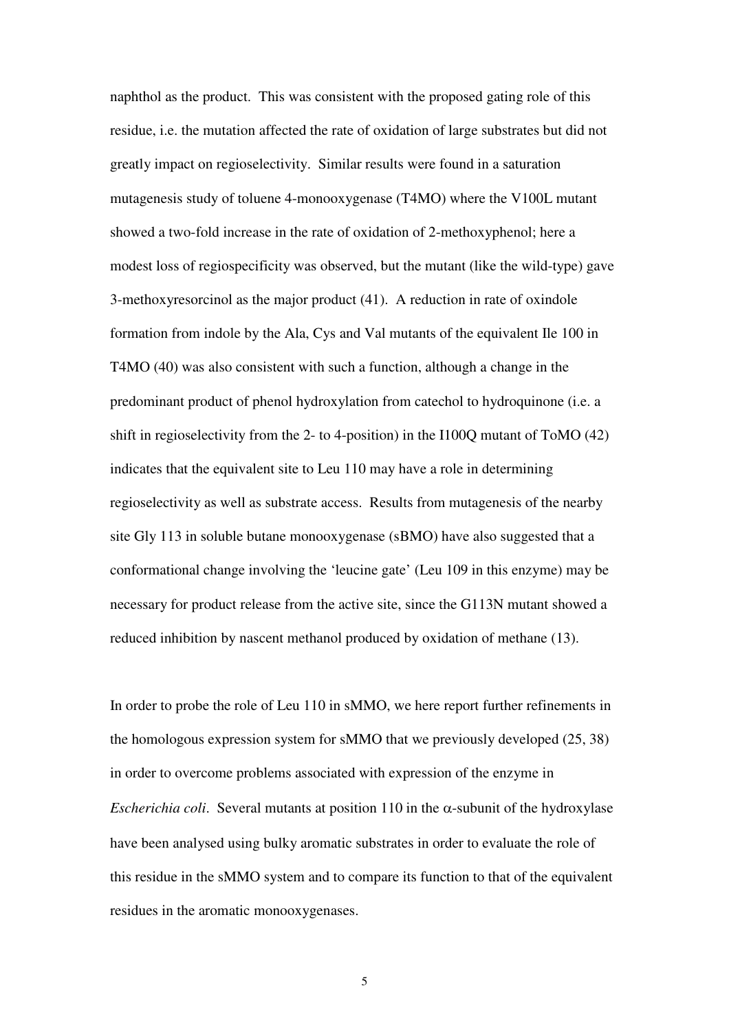naphthol as the product. This was consistent with the proposed gating role of this residue, i.e. the mutation affected the rate of oxidation of large substrates but did not greatly impact on regioselectivity. Similar results were found in a saturation mutagenesis study of toluene 4-monooxygenase (T4MO) where the V100L mutant showed a two-fold increase in the rate of oxidation of 2-methoxyphenol; here a modest loss of regiospecificity was observed, but the mutant (like the wild-type) gave 3-methoxyresorcinol as the major product (41). A reduction in rate of oxindole formation from indole by the Ala, Cys and Val mutants of the equivalent Ile 100 in T4MO (40) was also consistent with such a function, although a change in the predominant product of phenol hydroxylation from catechol to hydroquinone (i.e. a shift in regioselectivity from the 2- to 4-position) in the I100Q mutant of ToMO (42) indicates that the equivalent site to Leu 110 may have a role in determining regioselectivity as well as substrate access. Results from mutagenesis of the nearby site Gly 113 in soluble butane monooxygenase (sBMO) have also suggested that a conformational change involving the 'leucine gate' (Leu 109 in this enzyme) may be necessary for product release from the active site, since the G113N mutant showed a reduced inhibition by nascent methanol produced by oxidation of methane (13).

In order to probe the role of Leu 110 in sMMO, we here report further refinements in the homologous expression system for sMMO that we previously developed (25, 38) in order to overcome problems associated with expression of the enzyme in *Escherichia coli*. Several mutants at position 110 in the $\alpha$-subunit of the hydroxylase have been analysed using bulky aromatic substrates in order to evaluate the role of this residue in the sMMO system and to compare its function to that of the equivalent residues in the aromatic monooxygenases.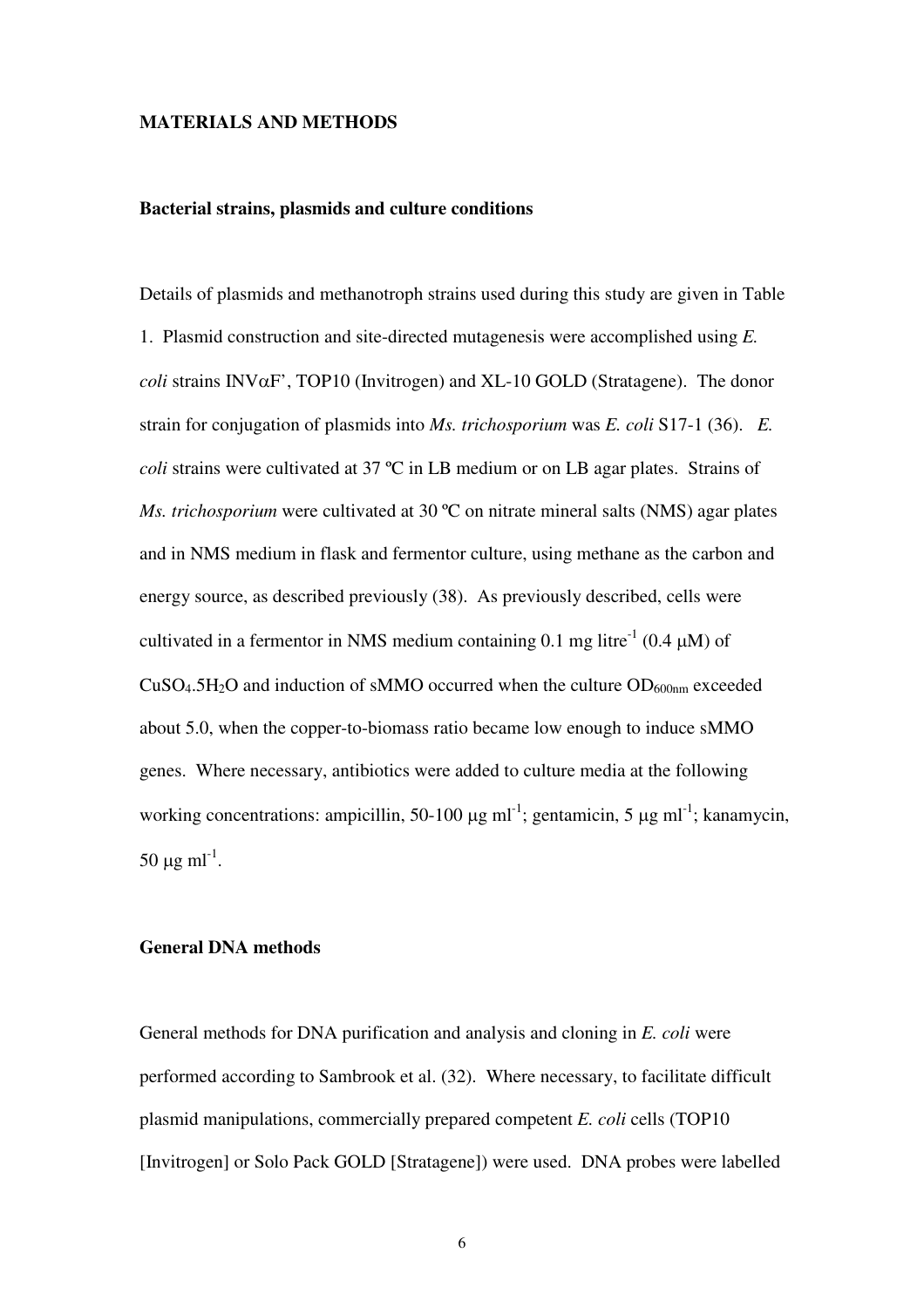## MATERIALS AND METHODS

### Bacterial strains, plasmids and culture conditions

Details of plasmids and methanotroph strains used during this study are given in Table 1. Plasmid construction and site-directed mutagenesis were accomplished using *E. coli* strains INVαF', TOP10 (Invitrogen) and XL-10 GOLD (Stratagene). The donor strain for conjugation of plasmids into *Ms. trichosporium* was *E. coli* S17-1 (36). *E. coli* strains were cultivated at 37 ºC in LB medium or on LB agar plates. Strains of *Ms. trichosporium* were cultivated at 30 ºC on nitrate mineral salts (NMS) agar plates and in NMS medium in flask and fermentor culture, using methane as the carbon and energy source, as described previously (38). As previously described, cells were cultivated in a fermentor in NMS medium containing 0.1 mg litre$^{-1}$ (0.4 μM) of $CuSO_4.5H_2O$ and induction of sMMO occurred when the culture $OD_{600nm}$ exceeded about 5.0, when the copper-to-biomass ratio became low enough to induce sMMO genes. Where necessary, antibiotics were added to culture media at the following working concentrations: ampicillin, 50-100 μg ml$^{-1}$; gentamicin, 5 μg ml$^{-1}$; kanamycin, 50 μg ml$^{-1}$.

### General DNA methods

General methods for DNA purification and analysis and cloning in *E. coli* were performed according to Sambrook et al. (32). Where necessary, to facilitate difficult plasmid manipulations, commercially prepared competent *E. coli* cells (TOP10 [Invitrogen] or Solo Pack GOLD [Stratagene]) were used. DNA probes were labelled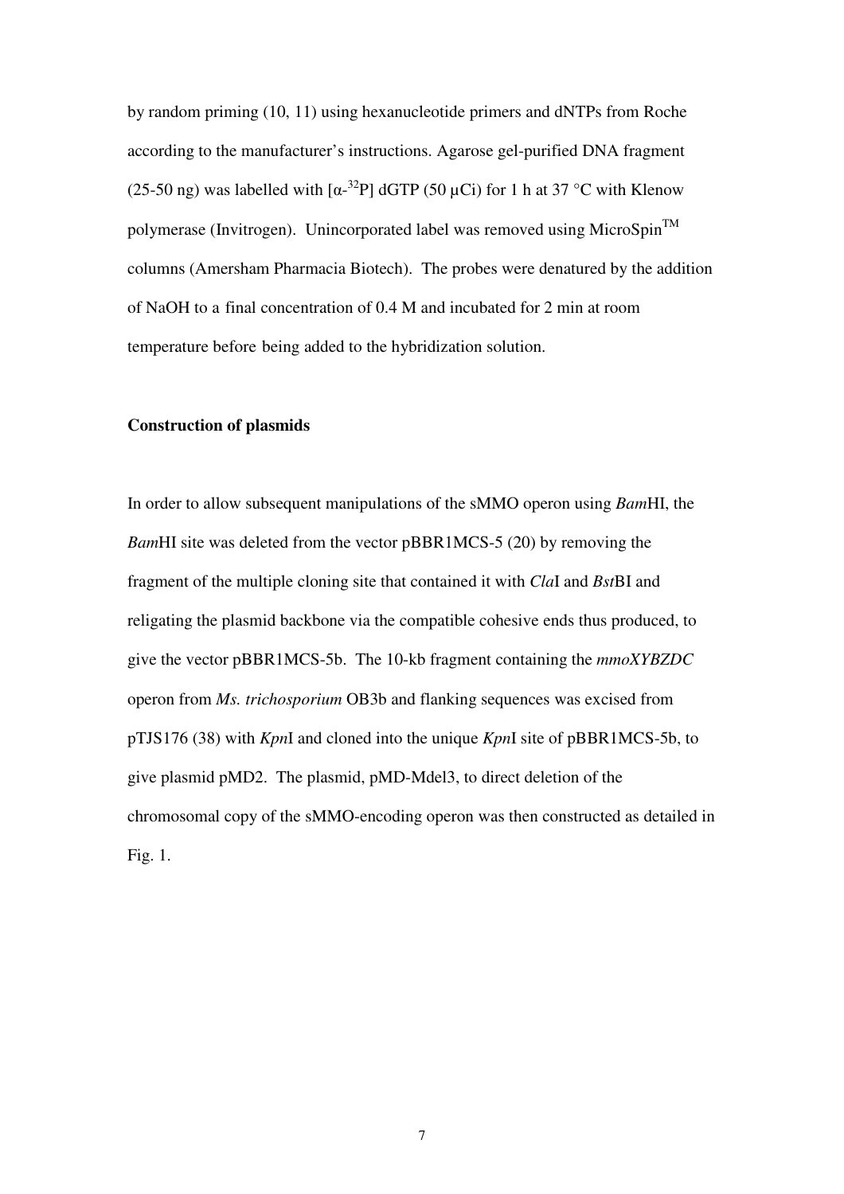by random priming (10, 11) using hexanucleotide primers and dNTPs from Roche according to the manufacturer's instructions. Agarose gel-purified DNA fragment (25-50 ng) was labelled with [$\alpha$-$^{32}$P] dGTP (50 μCi) for 1 h at 37 °C with Klenow polymerase (Invitrogen). Unincorporated label was removed using MicroSpin™ columns (Amersham Pharmacia Biotech). The probes were denatured by the addition of NaOH to a final concentration of 0.4 M and incubated for 2 min at room temperature before being added to the hybridization solution.

**Construction of plasmids**

In order to allow subsequent manipulations of the sMMO operon using *Bam*HI, the *Bam*HI site was deleted from the vector pBBR1MCS-5 (20) by removing the fragment of the multiple cloning site that contained it with *Cla*I and *Bst*BI and religating the plasmid backbone via the compatible cohesive ends thus produced, to give the vector pBBR1MCS-5b. The 10-kb fragment containing the *mmoXYBZDC* operon from *Ms. trichosporium* OB3b and flanking sequences was excised from pTJS176 (38) with *Kpn*I and cloned into the unique *Kpn*I site of pBBR1MCS-5b, to give plasmid pMD2. The plasmid, pMD-Mdel3, to direct deletion of the chromosomal copy of the sMMO-encoding operon was then constructed as detailed in Fig. 1.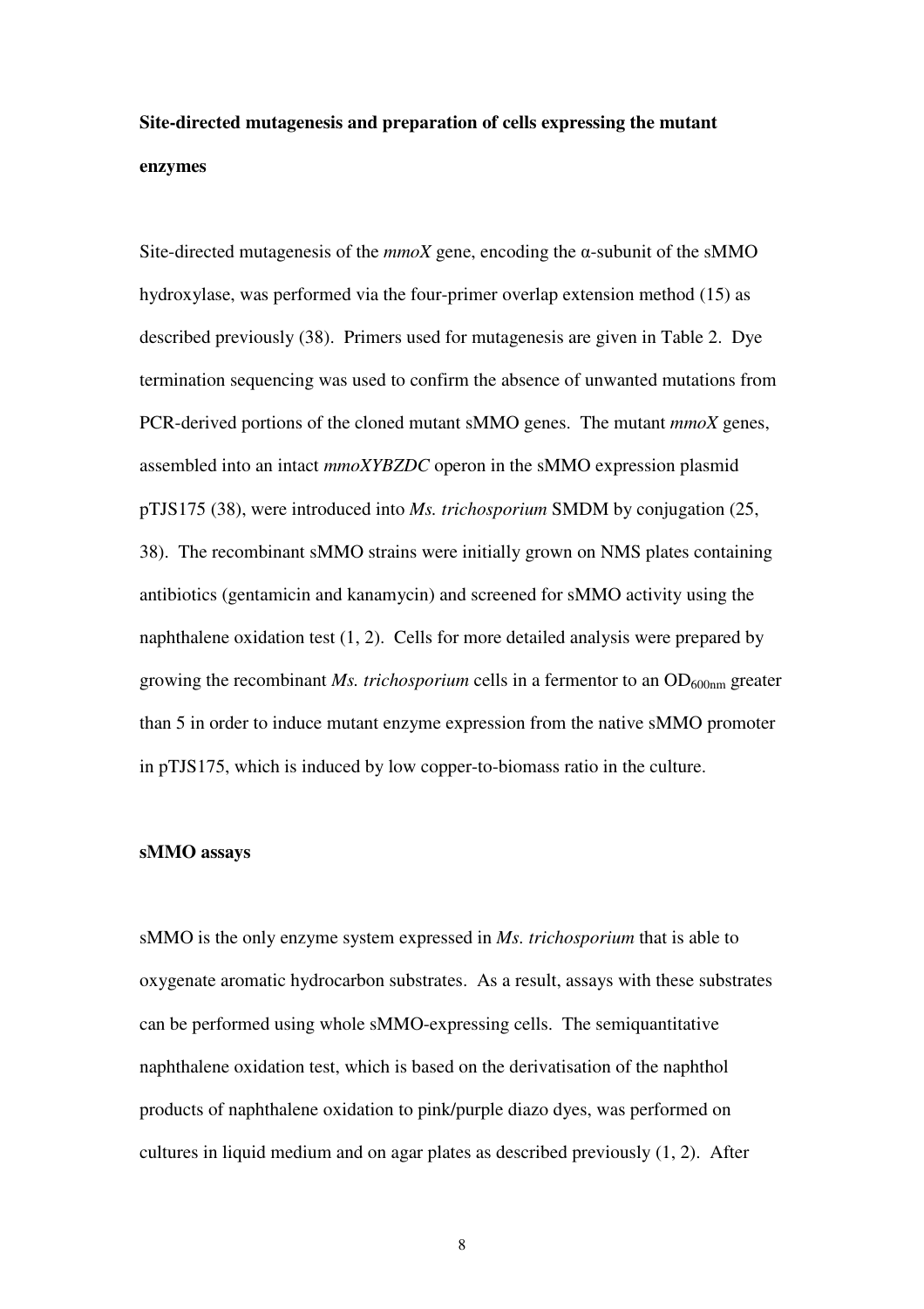**Site-directed mutagenesis and preparation of cells expressing the mutant enzymes**

Site-directed mutagenesis of the *mmoX* gene, encoding the α-subunit of the sMMO hydroxylase, was performed via the four-primer overlap extension method (15) as described previously (38). Primers used for mutagenesis are given in Table 2. Dye termination sequencing was used to confirm the absence of unwanted mutations from PCR-derived portions of the cloned mutant sMMO genes. The mutant *mmoX* genes, assembled into an intact *mmoXYBZDC* operon in the sMMO expression plasmid pTJS175 (38), were introduced into *Ms. trichosporium* SMDM by conjugation (25, 38). The recombinant sMMO strains were initially grown on NMS plates containing antibiotics (gentamicin and kanamycin) and screened for sMMO activity using the naphthalene oxidation test (1, 2). Cells for more detailed analysis were prepared by growing the recombinant *Ms. trichosporium* cells in a fermentor to an $OD_{600nm}$ greater than 5 in order to induce mutant enzyme expression from the native sMMO promoter in pTJS175, which is induced by low copper-to-biomass ratio in the culture.

**sMMO assays**

sMMO is the only enzyme system expressed in *Ms. trichosporium* that is able to oxygenate aromatic hydrocarbon substrates. As a result, assays with these substrates can be performed using whole sMMO-expressing cells. The semiquantitative naphthalene oxidation test, which is based on the derivatisation of the naphthol products of naphthalene oxidation to pink/purple diazo dyes, was performed on cultures in liquid medium and on agar plates as described previously (1, 2). After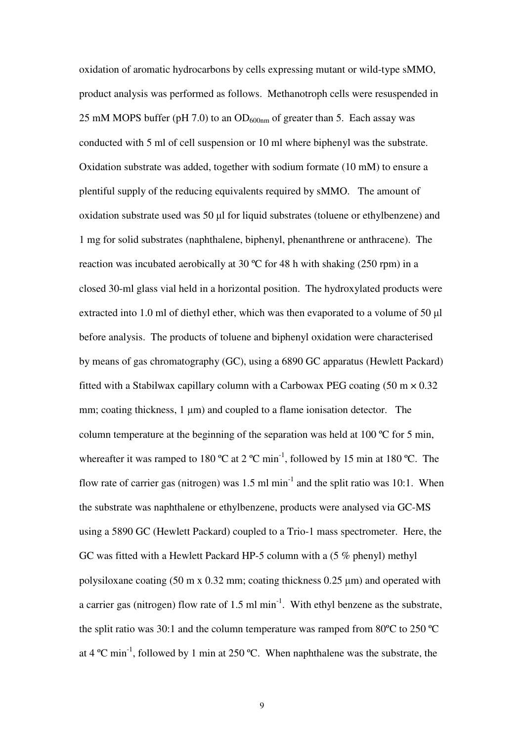oxidation of aromatic hydrocarbons by cells expressing mutant or wild-type sMMO, product analysis was performed as follows. Methanotroph cells were resuspended in 25 mM MOPS buffer (pH 7.0) to an $OD_{600nm}$ of greater than 5. Each assay was conducted with 5 ml of cell suspension or 10 ml where biphenyl was the substrate. Oxidation substrate was added, together with sodium formate (10 mM) to ensure a plentiful supply of the reducing equivalents required by sMMO. The amount of oxidation substrate used was 50 µl for liquid substrates (toluene or ethylbenzene) and 1 mg for solid substrates (naphthalene, biphenyl, phenanthrene or anthracene). The reaction was incubated aerobically at 30 ºC for 48 h with shaking (250 rpm) in a closed 30-ml glass vial held in a horizontal position. The hydroxylated products were extracted into 1.0 ml of diethyl ether, which was then evaporated to a volume of 50 µl before analysis. The products of toluene and biphenyl oxidation were characterised by means of gas chromatography (GC), using a 6890 GC apparatus (Hewlett Packard) fitted with a Stabilwax capillary column with a Carbowax PEG coating (50 m × 0.32 mm; coating thickness, 1 µm) and coupled to a flame ionisation detector. The column temperature at the beginning of the separation was held at 100 ºC for 5 min, whereafter it was ramped to 180 ºC at 2 ºC $min^{-1}$, followed by 15 min at 180 ºC. The flow rate of carrier gas (nitrogen) was 1.5 ml $min^{-1}$ and the split ratio was 10:1. When the substrate was naphthalene or ethylbenzene, products were analysed via GC-MS using a 5890 GC (Hewlett Packard) coupled to a Trio-1 mass spectrometer. Here, the GC was fitted with a Hewlett Packard HP-5 column with a (5 % phenyl) methyl polysiloxane coating (50 m x 0.32 mm; coating thickness 0.25 µm) and operated with a carrier gas (nitrogen) flow rate of 1.5 ml $min^{-1}$. With ethyl benzene as the substrate, the split ratio was 30:1 and the column temperature was ramped from 80ºC to 250 ºC at 4 ºC $min^{-1}$, followed by 1 min at 250 ºC. When naphthalene was the substrate, the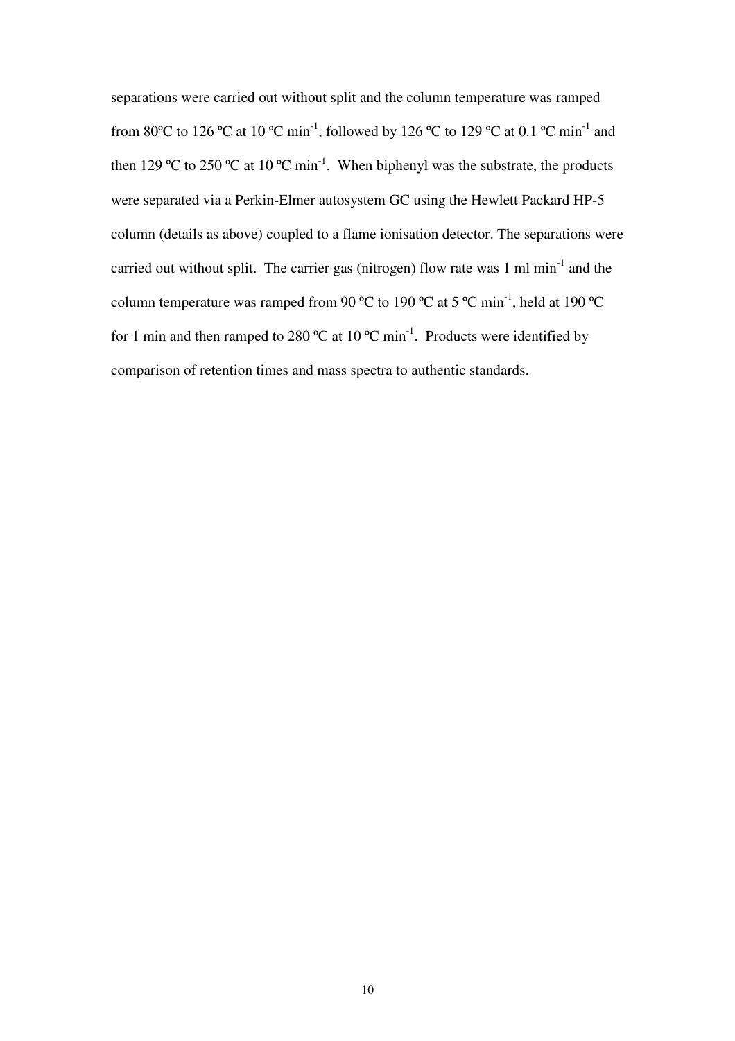separations were carried out without split and the column temperature was ramped from 80ºC to 126 ºC at 10 ºC min$^{-1}$, followed by 126 ºC to 129 ºC at 0.1 ºC min$^{-1}$ and then 129 ºC to 250 ºC at 10 ºC min$^{-1}$. When biphenyl was the substrate, the products were separated via a Perkin-Elmer autosystem GC using the Hewlett Packard HP-5 column (details as above) coupled to a flame ionisation detector. The separations were carried out without split. The carrier gas (nitrogen) flow rate was 1 ml min$^{-1}$ and the column temperature was ramped from 90 ºC to 190 ºC at 5 ºC min$^{-1}$, held at 190 ºC for 1 min and then ramped to 280 ºC at 10 ºC min$^{-1}$. Products were identified by comparison of retention times and mass spectra to authentic standards.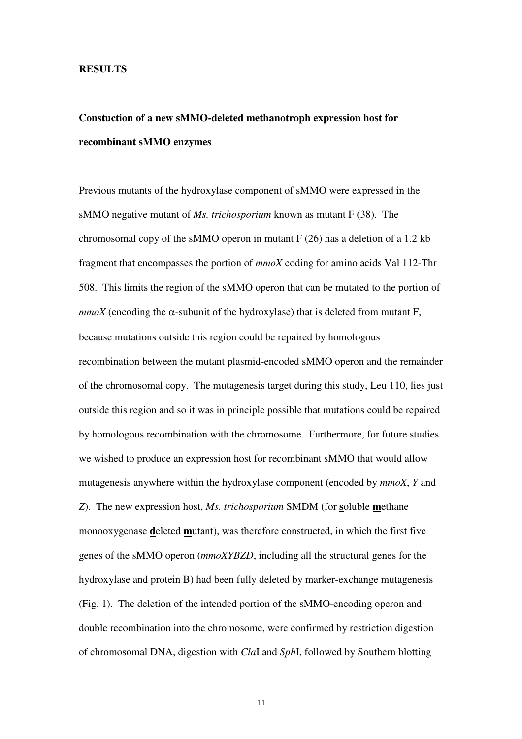**RESULTS**

**Constuction of a new sMMO-deleted methanotroph expression host for recombinant sMMO enzymes**

Previous mutants of the hydroxylase component of sMMO were expressed in the sMMO negative mutant of *Ms. trichosporium* known as mutant F (38). The chromosomal copy of the sMMO operon in mutant F (26) has a deletion of a 1.2 kb fragment that encompasses the portion of *mmoX* coding for amino acids Val 112-Thr 508. This limits the region of the sMMO operon that can be mutated to the portion of *mmoX* (encoding the $\alpha$-subunit of the hydroxylase) that is deleted from mutant F, because mutations outside this region could be repaired by homologous recombination between the mutant plasmid-encoded sMMO operon and the remainder of the chromosomal copy. The mutagenesis target during this study, Leu 110, lies just outside this region and so it was in principle possible that mutations could be repaired by homologous recombination with the chromosome. Furthermore, for future studies we wished to produce an expression host for recombinant sMMO that would allow mutagenesis anywhere within the hydroxylase component (encoded by *mmoX*, *Y* and *Z*). The new expression host, *Ms. trichosporium* SMDM (for **s**oluble **m**ethane monooxygenase **d**eleted **m**utant), was therefore constructed, in which the first five genes of the sMMO operon (*mmoXYBZD*, including all the structural genes for the hydroxylase and protein B) had been fully deleted by marker-exchange mutagenesis (Fig. 1). The deletion of the intended portion of the sMMO-encoding operon and double recombination into the chromosome, were confirmed by restriction digestion of chromosomal DNA, digestion with *Cla*I and *Sph*I, followed by Southern blotting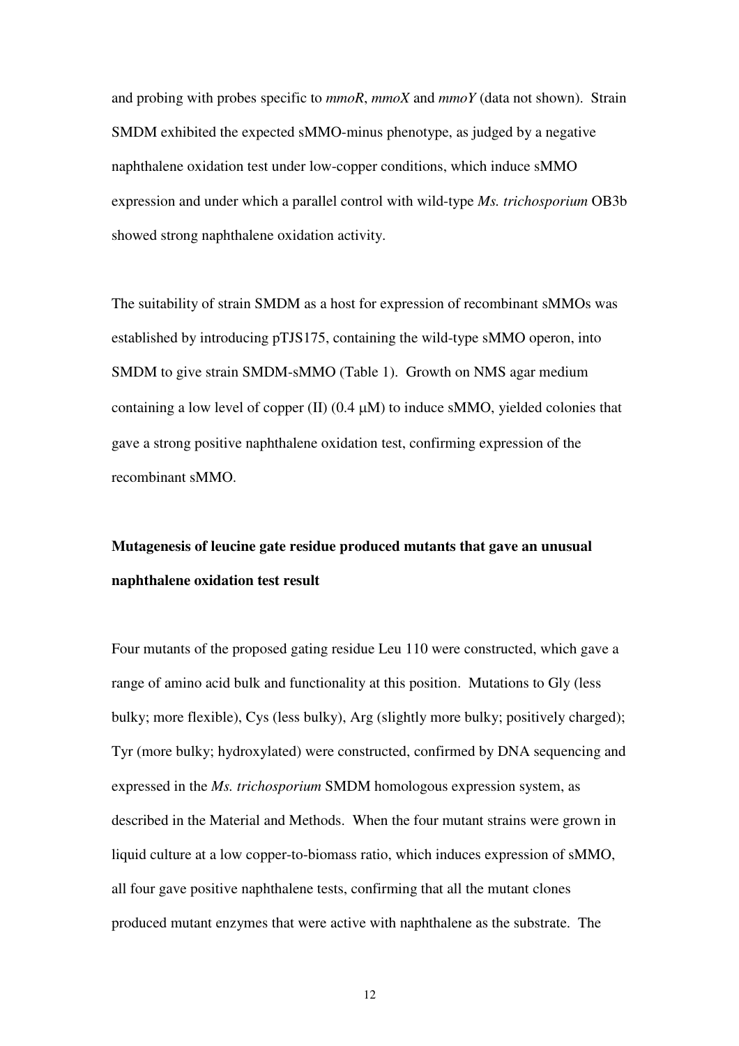and probing with probes specific to *mmoR*, *mmoX* and *mmoY* (data not shown). Strain SMDM exhibited the expected sMMO-minus phenotype, as judged by a negative naphthalene oxidation test under low-copper conditions, which induce sMMO expression and under which a parallel control with wild-type *Ms. trichosporium* OB3b showed strong naphthalene oxidation activity.

The suitability of strain SMDM as a host for expression of recombinant sMMOs was established by introducing pTJS175, containing the wild-type sMMO operon, into SMDM to give strain SMDM-sMMO (Table 1). Growth on NMS agar medium containing a low level of copper (II) (0.4 μM) to induce sMMO, yielded colonies that gave a strong positive naphthalene oxidation test, confirming expression of the recombinant sMMO.

**Mutagenesis of leucine gate residue produced mutants that gave an unusual naphthalene oxidation test result**

Four mutants of the proposed gating residue Leu 110 were constructed, which gave a range of amino acid bulk and functionality at this position. Mutations to Gly (less bulky; more flexible), Cys (less bulky), Arg (slightly more bulky; positively charged); Tyr (more bulky; hydroxylated) were constructed, confirmed by DNA sequencing and expressed in the *Ms. trichosporium* SMDM homologous expression system, as described in the Material and Methods. When the four mutant strains were grown in liquid culture at a low copper-to-biomass ratio, which induces expression of sMMO, all four gave positive naphthalene tests, confirming that all the mutant clones produced mutant enzymes that were active with naphthalene as the substrate. The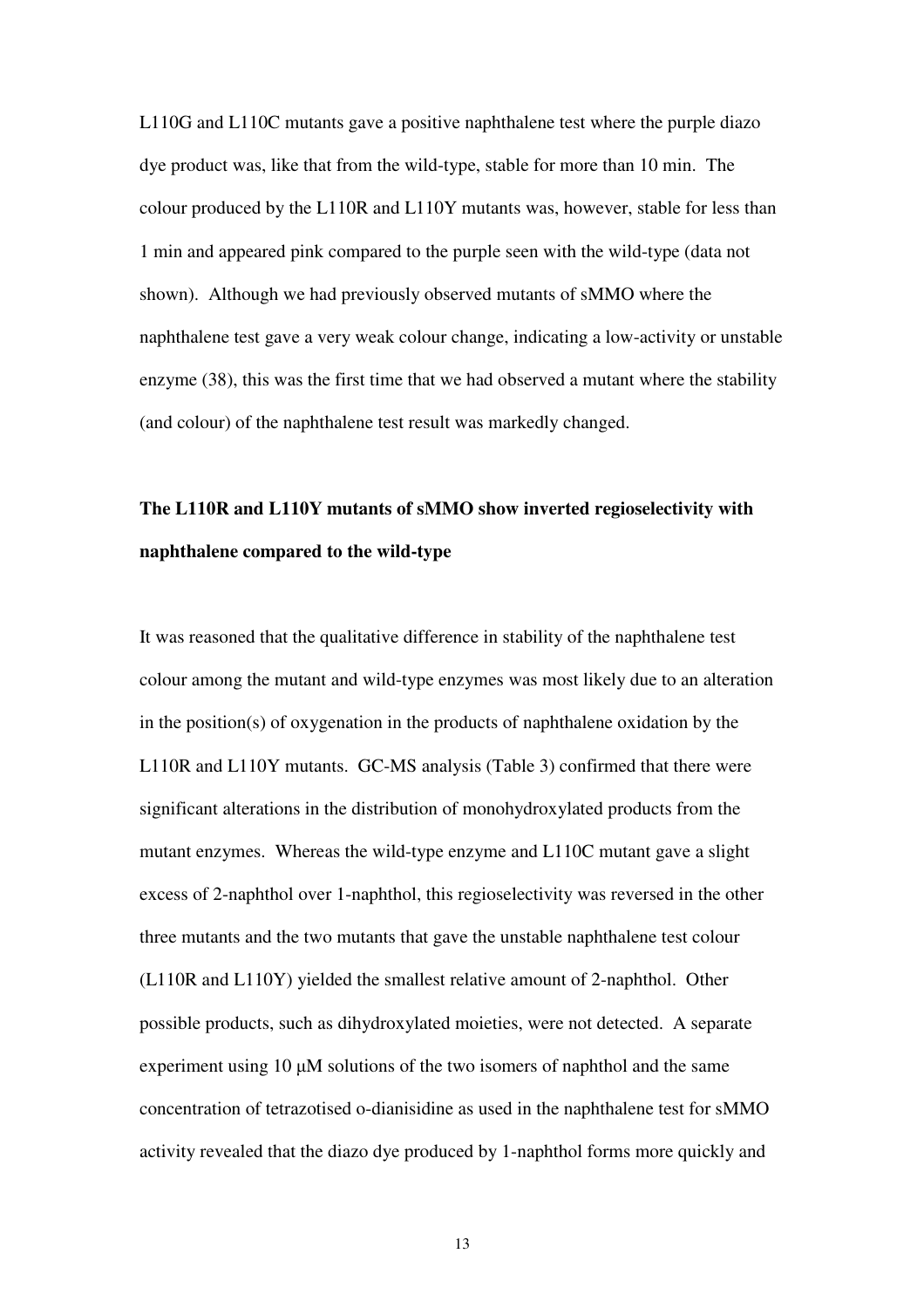L110G and L110C mutants gave a positive naphthalene test where the purple diazo dye product was, like that from the wild-type, stable for more than 10 min. The colour produced by the L110R and L110Y mutants was, however, stable for less than 1 min and appeared pink compared to the purple seen with the wild-type (data not shown). Although we had previously observed mutants of sMMO where the naphthalene test gave a very weak colour change, indicating a low-activity or unstable enzyme (38), this was the first time that we had observed a mutant where the stability (and colour) of the naphthalene test result was markedly changed.

**The L110R and L110Y mutants of sMMO show inverted regioselectivity with naphthalene compared to the wild-type**

It was reasoned that the qualitative difference in stability of the naphthalene test colour among the mutant and wild-type enzymes was most likely due to an alteration in the position(s) of oxygenation in the products of naphthalene oxidation by the L110R and L110Y mutants. GC-MS analysis (Table 3) confirmed that there were significant alterations in the distribution of monohydroxylated products from the mutant enzymes. Whereas the wild-type enzyme and L110C mutant gave a slight excess of 2-naphthol over 1-naphthol, this regioselectivity was reversed in the other three mutants and the two mutants that gave the unstable naphthalene test colour (L110R and L110Y) yielded the smallest relative amount of 2-naphthol. Other possible products, such as dihydroxylated moieties, were not detected. A separate experiment using 10 µM solutions of the two isomers of naphthol and the same concentration of tetrazotised o-dianisidine as used in the naphthalene test for sMMO activity revealed that the diazo dye produced by 1-naphthol forms more quickly and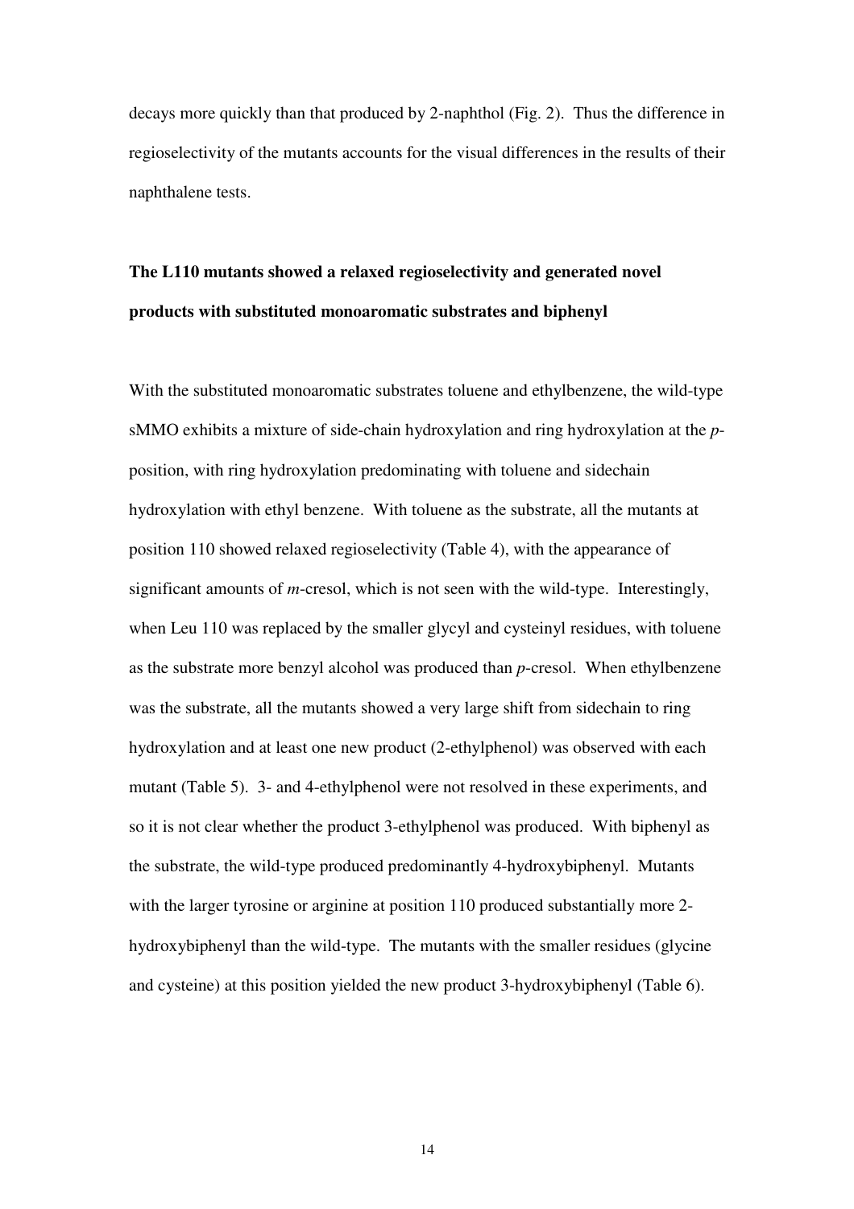decays more quickly than that produced by 2-naphthol (Fig. 2). Thus the difference in regioselectivity of the mutants accounts for the visual differences in the results of their naphthalene tests.

### The L110 mutants showed a relaxed regioselectivity and generated novel products with substituted monoaromatic substrates and biphenyl

With the substituted monoaromatic substrates toluene and ethylbenzene, the wild-type sMMO exhibits a mixture of side-chain hydroxylation and ring hydroxylation at the *p*-position, with ring hydroxylation predominating with toluene and sidechain hydroxylation with ethyl benzene. With toluene as the substrate, all the mutants at position 110 showed relaxed regioselectivity (Table 4), with the appearance of significant amounts of *m*-cresol, which is not seen with the wild-type. Interestingly, when Leu 110 was replaced by the smaller glycyl and cysteinyl residues, with toluene as the substrate more benzyl alcohol was produced than *p*-cresol. When ethylbenzene was the substrate, all the mutants showed a very large shift from sidechain to ring hydroxylation and at least one new product (2-ethylphenol) was observed with each mutant (Table 5). 3- and 4-ethylphenol were not resolved in these experiments, and so it is not clear whether the product 3-ethylphenol was produced. With biphenyl as the substrate, the wild-type produced predominantly 4-hydroxybiphenyl. Mutants with the larger tyrosine or arginine at position 110 produced substantially more 2-hydroxybiphenyl than the wild-type. The mutants with the smaller residues (glycine and cysteine) at this position yielded the new product 3-hydroxybiphenyl (Table 6).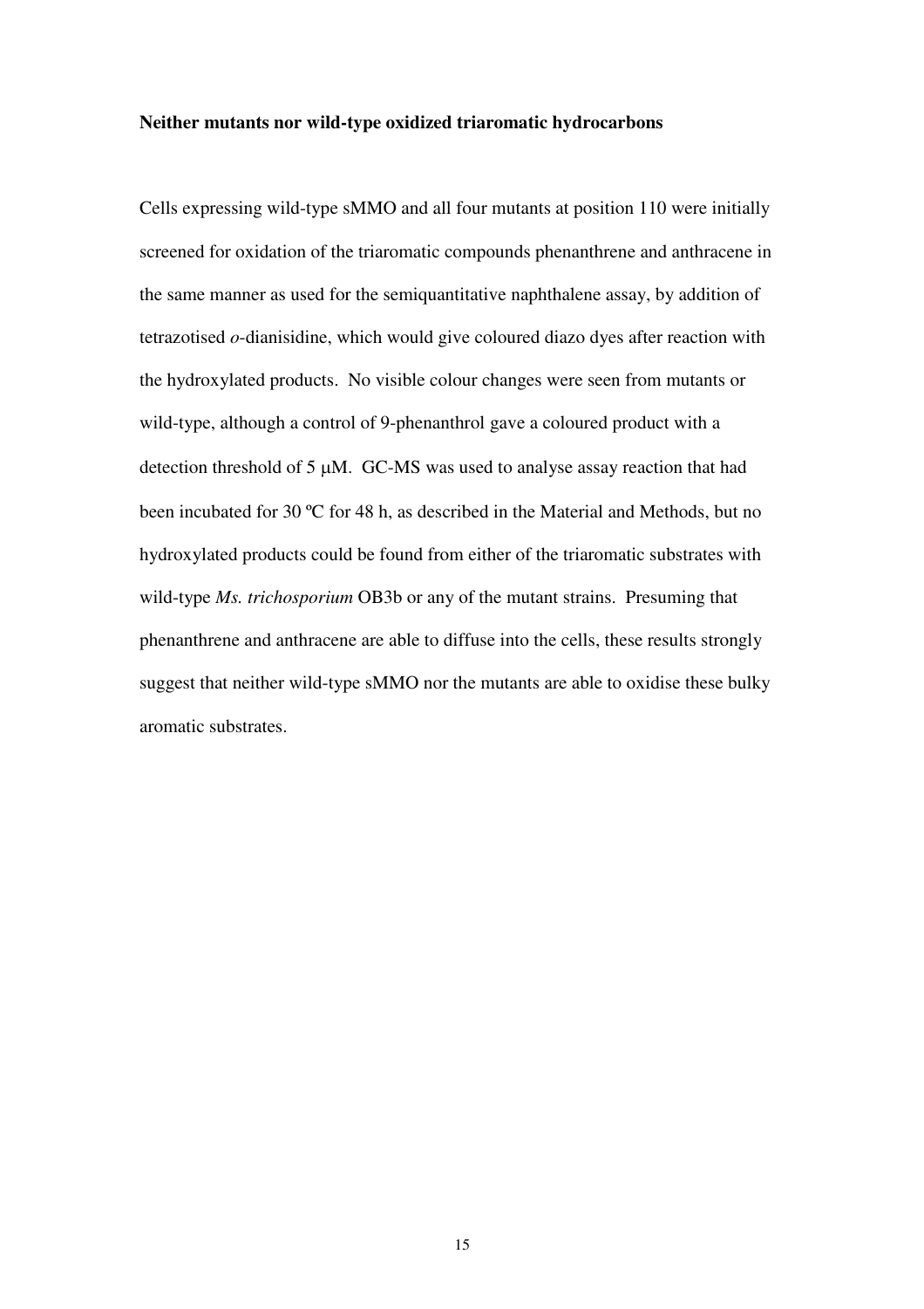**Neither mutants nor wild-type oxidized triaromatic hydrocarbons**

Cells expressing wild-type sMMO and all four mutants at position 110 were initially screened for oxidation of the triaromatic compounds phenanthrene and anthracene in the same manner as used for the semiquantitative naphthalene assay, by addition of tetrazotised *o*-dianisidine, which would give coloured diazo dyes after reaction with the hydroxylated products. No visible colour changes were seen from mutants or wild-type, although a control of 9-phenanthrol gave a coloured product with a detection threshold of 5 μM. GC-MS was used to analyse assay reaction that had been incubated for 30 ºC for 48 h, as described in the Material and Methods, but no hydroxylated products could be found from either of the triaromatic substrates with wild-type *Ms. trichosporium* OB3b or any of the mutant strains. Presuming that phenanthrene and anthracene are able to diffuse into the cells, these results strongly suggest that neither wild-type sMMO nor the mutants are able to oxidise these bulky aromatic substrates.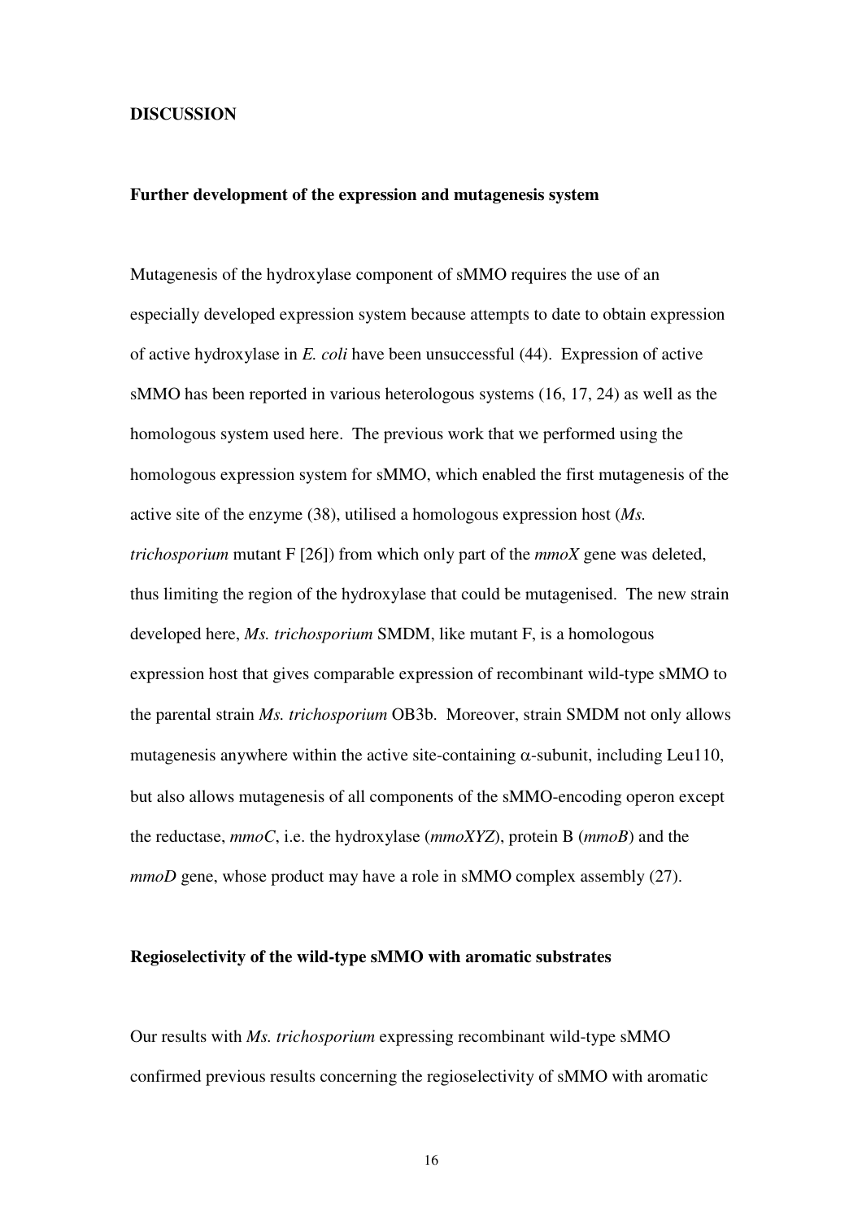## DISCUSSION

### Further development of the expression and mutagenesis system

Mutagenesis of the hydroxylase component of sMMO requires the use of an especially developed expression system because attempts to date to obtain expression of active hydroxylase in *E. coli* have been unsuccessful (44). Expression of active sMMO has been reported in various heterologous systems (16, 17, 24) as well as the homologous system used here. The previous work that we performed using the homologous expression system for sMMO, which enabled the first mutagenesis of the active site of the enzyme (38), utilised a homologous expression host (*Ms. trichosporium* mutant F [26]) from which only part of the *mmoX* gene was deleted, thus limiting the region of the hydroxylase that could be mutagenised. The new strain developed here, *Ms. trichosporium* SMDM, like mutant F, is a homologous expression host that gives comparable expression of recombinant wild-type sMMO to the parental strain *Ms. trichosporium* OB3b. Moreover, strain SMDM not only allows mutagenesis anywhere within the active site-containing $\alpha$-subunit, including Leu110, but also allows mutagenesis of all components of the sMMO-encoding operon except the reductase, *mmoC*, i.e. the hydroxylase (*mmoXYZ*), protein B (*mmoB*) and the *mmoD* gene, whose product may have a role in sMMO complex assembly (27).

### Regioselectivity of the wild-type sMMO with aromatic substrates

Our results with *Ms. trichosporium* expressing recombinant wild-type sMMO confirmed previous results concerning the regioselectivity of sMMO with aromatic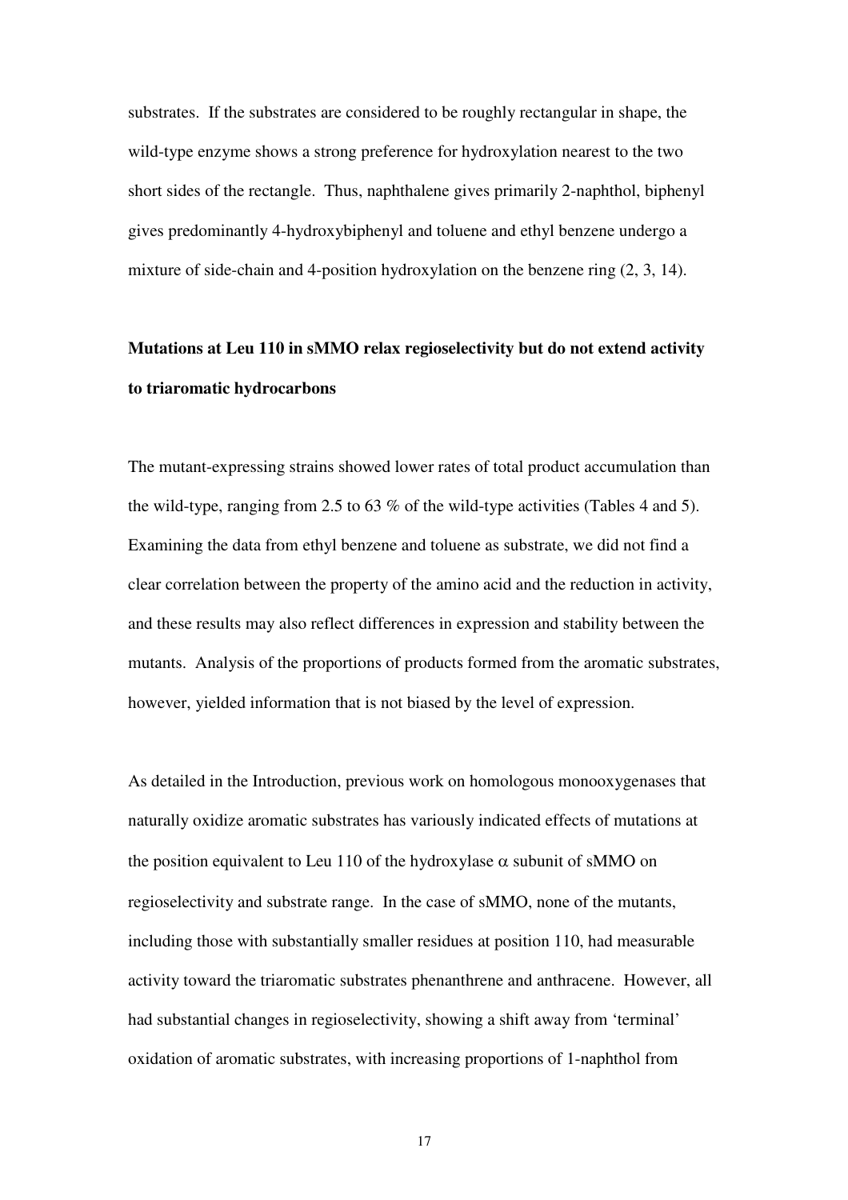substrates. If the substrates are considered to be roughly rectangular in shape, the wild-type enzyme shows a strong preference for hydroxylation nearest to the two short sides of the rectangle. Thus, naphthalene gives primarily 2-naphthol, biphenyl gives predominantly 4-hydroxybiphenyl and toluene and ethyl benzene undergo a mixture of side-chain and 4-position hydroxylation on the benzene ring (2, 3, 14).

**Mutations at Leu 110 in sMMO relax regioselectivity but do not extend activity to triaromatic hydrocarbons**

The mutant-expressing strains showed lower rates of total product accumulation than the wild-type, ranging from 2.5 to 63 % of the wild-type activities (Tables 4 and 5). Examining the data from ethyl benzene and toluene as substrate, we did not find a clear correlation between the property of the amino acid and the reduction in activity, and these results may also reflect differences in expression and stability between the mutants. Analysis of the proportions of products formed from the aromatic substrates, however, yielded information that is not biased by the level of expression.

As detailed in the Introduction, previous work on homologous monooxygenases that naturally oxidize aromatic substrates has variously indicated effects of mutations at the position equivalent to Leu 110 of the hydroxylase $\alpha$ subunit of sMMO on regioselectivity and substrate range. In the case of sMMO, none of the mutants, including those with substantially smaller residues at position 110, had measurable activity toward the triaromatic substrates phenanthrene and anthracene. However, all had substantial changes in regioselectivity, showing a shift away from 'terminal' oxidation of aromatic substrates, with increasing proportions of 1-naphthol from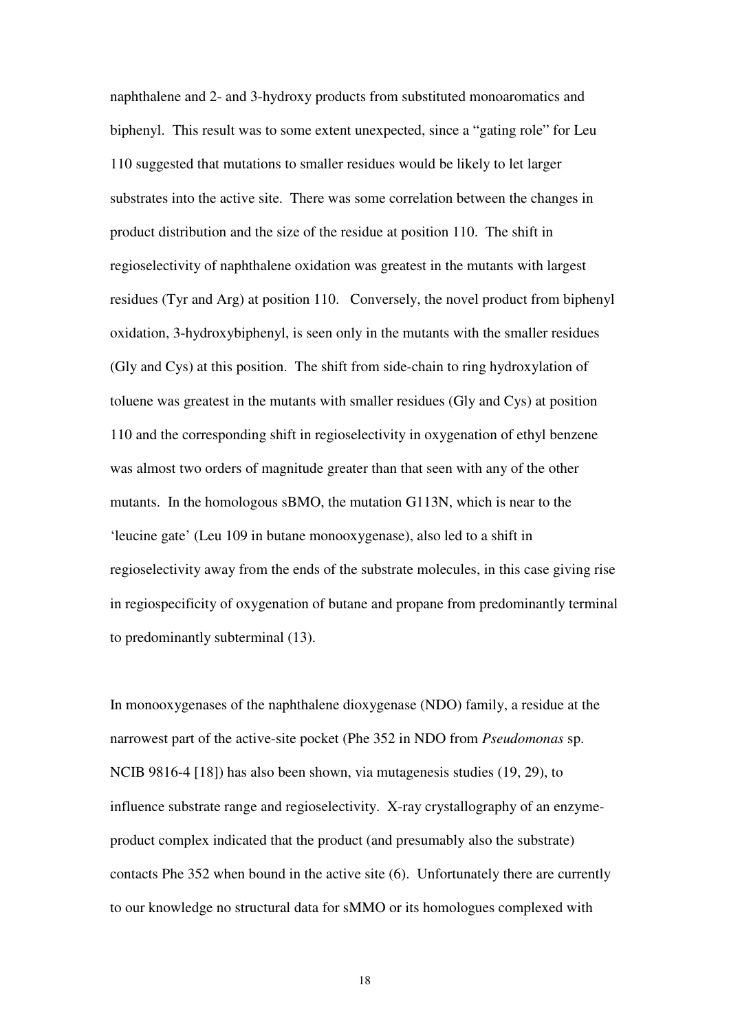naphthalene and 2- and 3-hydroxy products from substituted monoaromatics and biphenyl. This result was to some extent unexpected, since a "gating role" for Leu 110 suggested that mutations to smaller residues would be likely to let larger substrates into the active site. There was some correlation between the changes in product distribution and the size of the residue at position 110. The shift in regioselectivity of naphthalene oxidation was greatest in the mutants with largest residues (Tyr and Arg) at position 110. Conversely, the novel product from biphenyl oxidation, 3-hydroxybiphenyl, is seen only in the mutants with the smaller residues (Gly and Cys) at this position. The shift from side-chain to ring hydroxylation of toluene was greatest in the mutants with smaller residues (Gly and Cys) at position 110 and the corresponding shift in regioselectivity in oxygenation of ethyl benzene was almost two orders of magnitude greater than that seen with any of the other mutants. In the homologous sBMO, the mutation G113N, which is near to the 'leucine gate' (Leu 109 in butane monooxygenase), also led to a shift in regioselectivity away from the ends of the substrate molecules, in this case giving rise in regiospecificity of oxygenation of butane and propane from predominantly terminal to predominantly subterminal (13).

In monooxygenases of the naphthalene dioxygenase (NDO) family, a residue at the narrowest part of the active-site pocket (Phe 352 in NDO from *Pseudomonas* sp. NCIB 9816-4 [18]) has also been shown, via mutagenesis studies (19, 29), to influence substrate range and regioselectivity. X-ray crystallography of an enzyme-product complex indicated that the product (and presumably also the substrate) contacts Phe 352 when bound in the active site (6). Unfortunately there are currently to our knowledge no structural data for sMMO or its homologues complexed with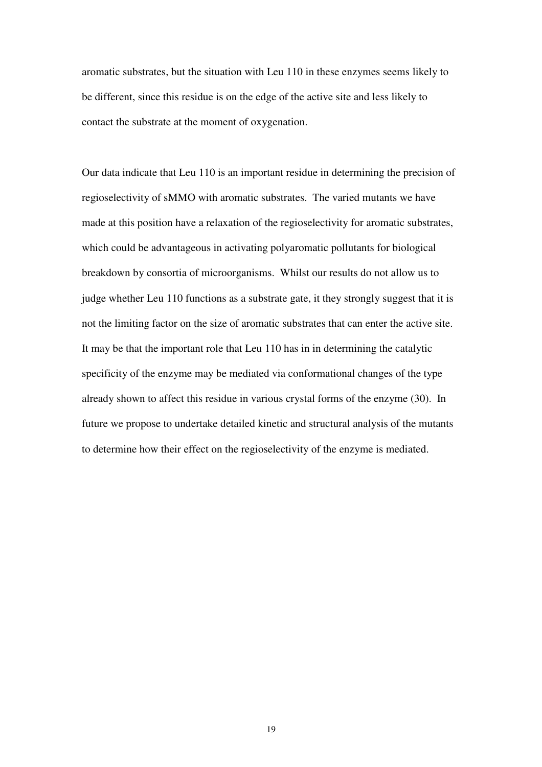aromatic substrates, but the situation with Leu 110 in these enzymes seems likely to be different, since this residue is on the edge of the active site and less likely to contact the substrate at the moment of oxygenation.

Our data indicate that Leu 110 is an important residue in determining the precision of regioselectivity of sMMO with aromatic substrates. The varied mutants we have made at this position have a relaxation of the regioselectivity for aromatic substrates, which could be advantageous in activating polyaromatic pollutants for biological breakdown by consortia of microorganisms. Whilst our results do not allow us to judge whether Leu 110 functions as a substrate gate, it they strongly suggest that it is not the limiting factor on the size of aromatic substrates that can enter the active site. It may be that the important role that Leu 110 has in in determining the catalytic specificity of the enzyme may be mediated via conformational changes of the type already shown to affect this residue in various crystal forms of the enzyme (30). In future we propose to undertake detailed kinetic and structural analysis of the mutants to determine how their effect on the regioselectivity of the enzyme is mediated.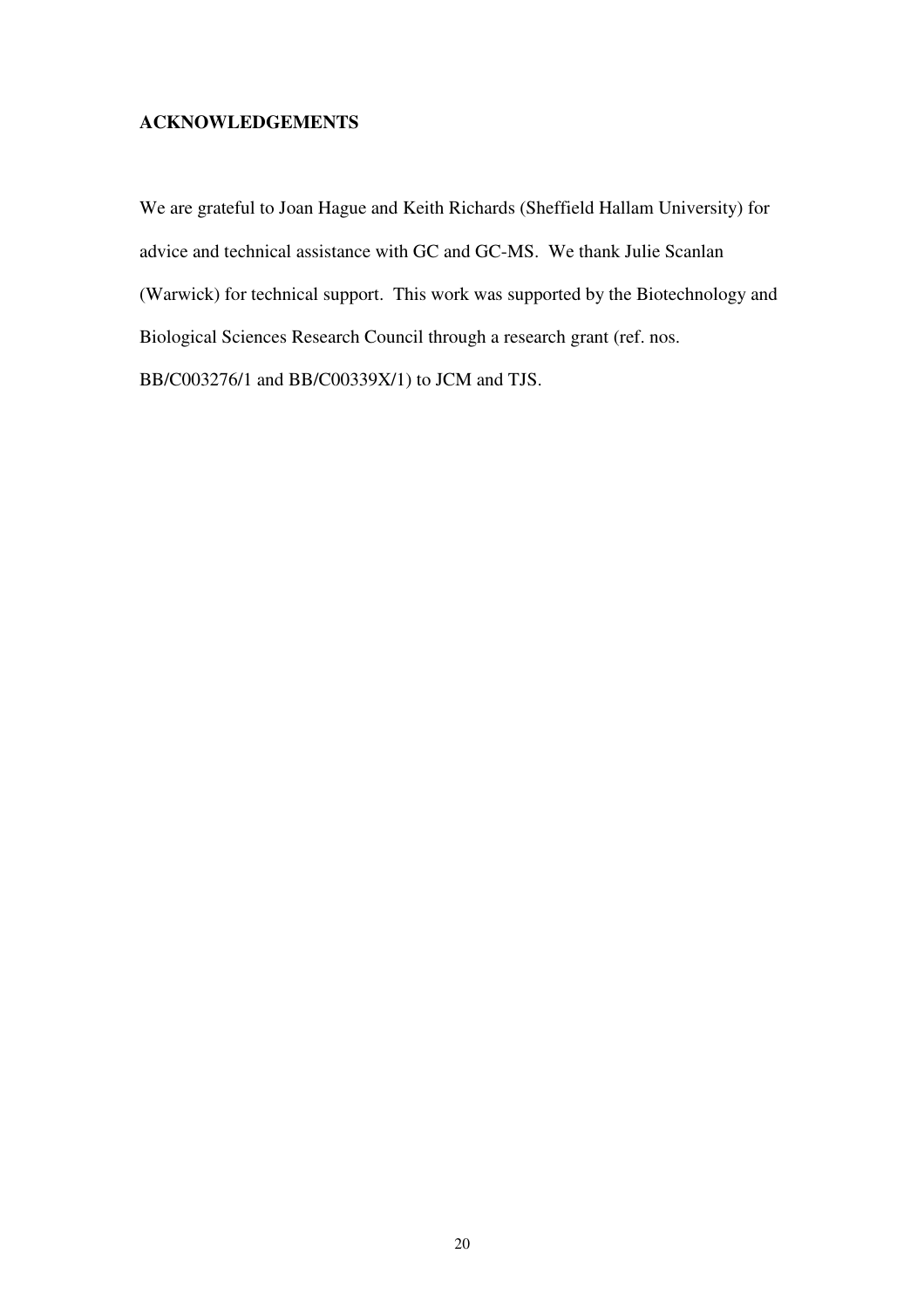## ACKNOWLEDGEMENTS

We are grateful to Joan Hague and Keith Richards (Sheffield Hallam University) for advice and technical assistance with GC and GC-MS. We thank Julie Scanlan (Warwick) for technical support. This work was supported by the Biotechnology and Biological Sciences Research Council through a research grant (ref. nos. BB/C003276/1 and BB/C00339X/1) to JCM and TJS.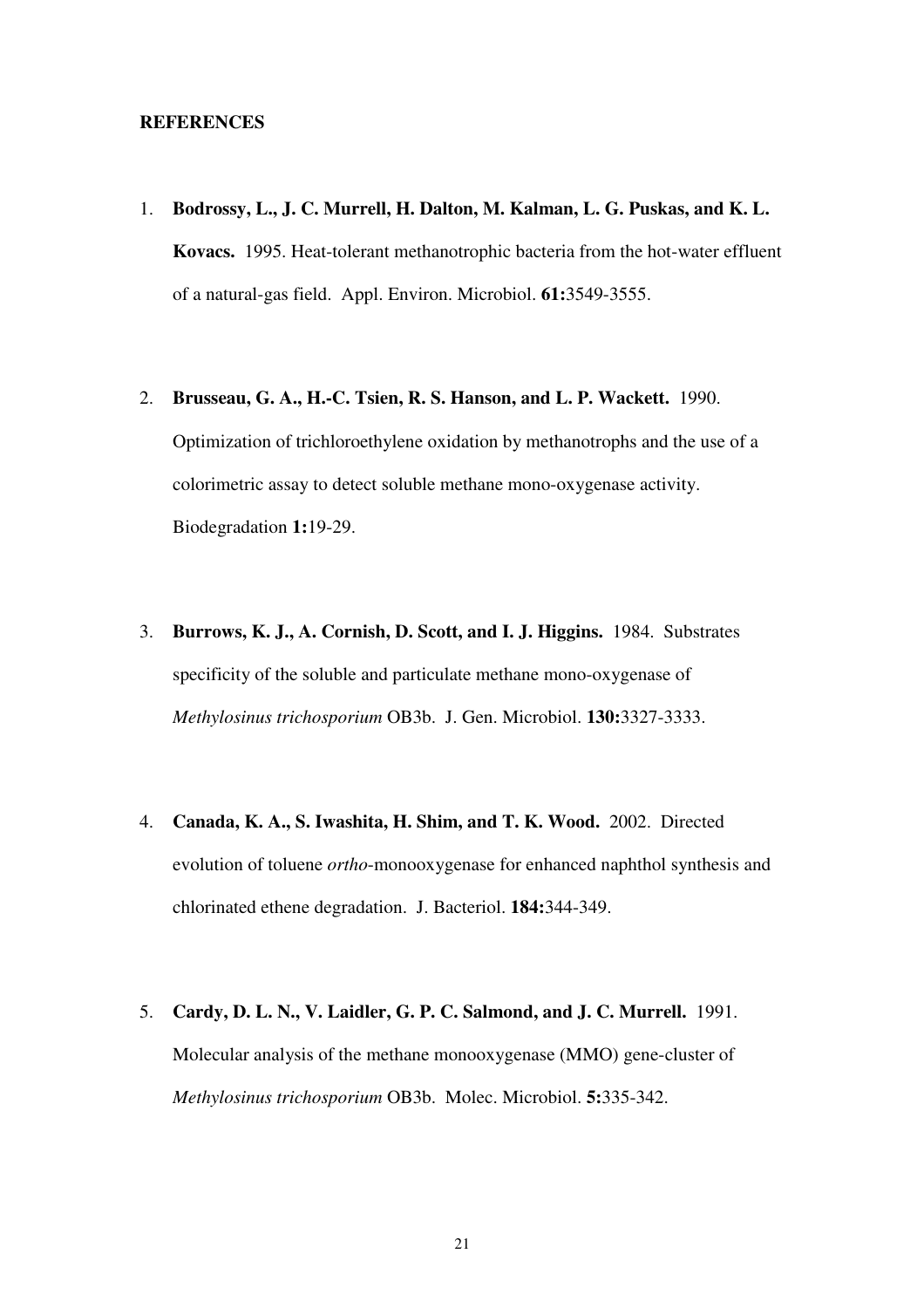**REFERENCES**

1. **Bodrossy, L., J. C. Murrell, H. Dalton, M. Kalman, L. G. Puskas, and K. L. Kovacs.** 1995. Heat-tolerant methanotrophic bacteria from the hot-water effluent of a natural-gas field. Appl. Environ. Microbiol. **61:**3549-3555.

2. **Brusseau, G. A., H.-C. Tsien, R. S. Hanson, and L. P. Wackett.** 1990. Optimization of trichloroethylene oxidation by methanotrophs and the use of a colorimetric assay to detect soluble methane mono-oxygenase activity. Biodegradation **1:**19-29.

3. **Burrows, K. J., A. Cornish, D. Scott, and I. J. Higgins.** 1984. Substrates specificity of the soluble and particulate methane mono-oxygenase of *Methylosinus trichosporium* OB3b. J. Gen. Microbiol. **130:**3327-3333.

4. **Canada, K. A., S. Iwashita, H. Shim, and T. K. Wood.** 2002. Directed evolution of toluene *ortho*-monooxygenase for enhanced naphthol synthesis and chlorinated ethene degradation. J. Bacteriol. **184:**344-349.

5. **Cardy, D. L. N., V. Laidler, G. P. C. Salmond, and J. C. Murrell.** 1991. Molecular analysis of the methane monooxygenase (MMO) gene-cluster of *Methylosinus trichosporium* OB3b. Molec. Microbiol. **5:**335-342.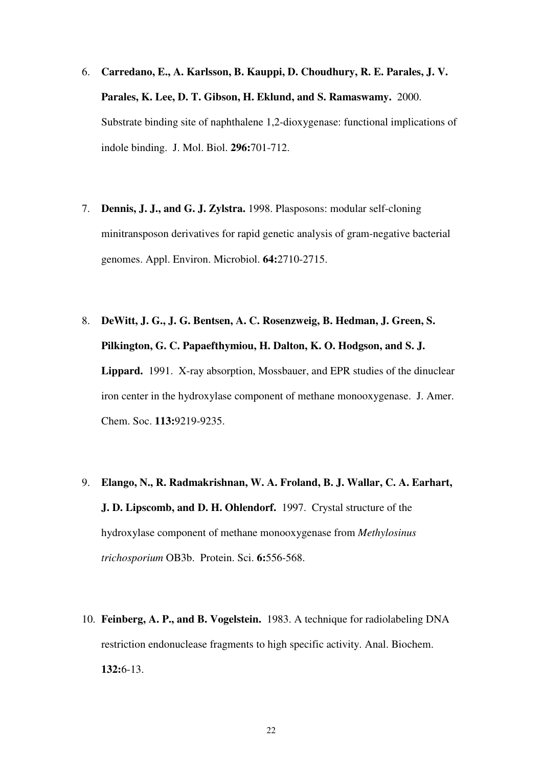6. **Carredano, E., A. Karlsson, B. Kauppi, D. Choudhury, R. E. Parales, J. V. Parales, K. Lee, D. T. Gibson, H. Eklund, and S. Ramaswamy.** 2000. Substrate binding site of naphthalene 1,2-dioxygenase: functional implications of indole binding. J. Mol. Biol. **296:**701-712.

7. **Dennis, J. J., and G. J. Zylstra.** 1998. Plasposons: modular self-cloning minitransposon derivatives for rapid genetic analysis of gram-negative bacterial genomes. Appl. Environ. Microbiol. **64:**2710-2715.

8. **DeWitt, J. G., J. G. Bentsen, A. C. Rosenzweig, B. Hedman, J. Green, S. Pilkington, G. C. Papaefthymiou, H. Dalton, K. O. Hodgson, and S. J. Lippard.** 1991. X-ray absorption, Mossbauer, and EPR studies of the dinuclear iron center in the hydroxylase component of methane monooxygenase. J. Amer. Chem. Soc. **113:**9219-9235.

9. **Elango, N., R. Radmakrishnan, W. A. Froland, B. J. Wallar, C. A. Earhart, J. D. Lipscomb, and D. H. Ohlendorf.** 1997. Crystal structure of the hydroxylase component of methane monooxygenase from *Methylosinus trichosporium* OB3b. Protein. Sci. **6:**556-568.

10. **Feinberg, A. P., and B. Vogelstein.** 1983. A technique for radiolabeling DNA restriction endonuclease fragments to high specific activity. Anal. Biochem. **132:**6-13.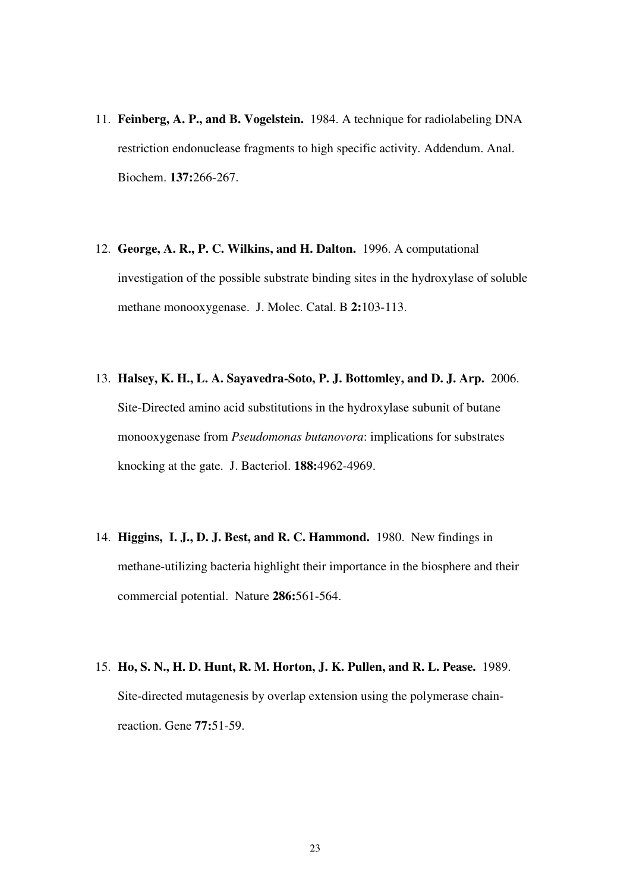11. **Feinberg, A. P., and B. Vogelstein.** 1984. A technique for radiolabeling DNA restriction endonuclease fragments to high specific activity. Addendum. Anal. Biochem. **137:**266-267.

12. **George, A. R., P. C. Wilkins, and H. Dalton.** 1996. A computational investigation of the possible substrate binding sites in the hydroxylase of soluble methane monooxygenase. J. Molec. Catal. B **2:**103-113.

13. **Halsey, K. H., L. A. Sayavedra-Soto, P. J. Bottomley, and D. J. Arp.** 2006. Site-Directed amino acid substitutions in the hydroxylase subunit of butane monooxygenase from *Pseudomonas butanovora*: implications for substrates knocking at the gate. J. Bacteriol. **188:**4962-4969.

14. **Higgins, I. J., D. J. Best, and R. C. Hammond.** 1980. New findings in methane-utilizing bacteria highlight their importance in the biosphere and their commercial potential. Nature **286:**561-564.

15. **Ho, S. N., H. D. Hunt, R. M. Horton, J. K. Pullen, and R. L. Pease.** 1989. Site-directed mutagenesis by overlap extension using the polymerase chain-reaction. Gene **77:**51-59.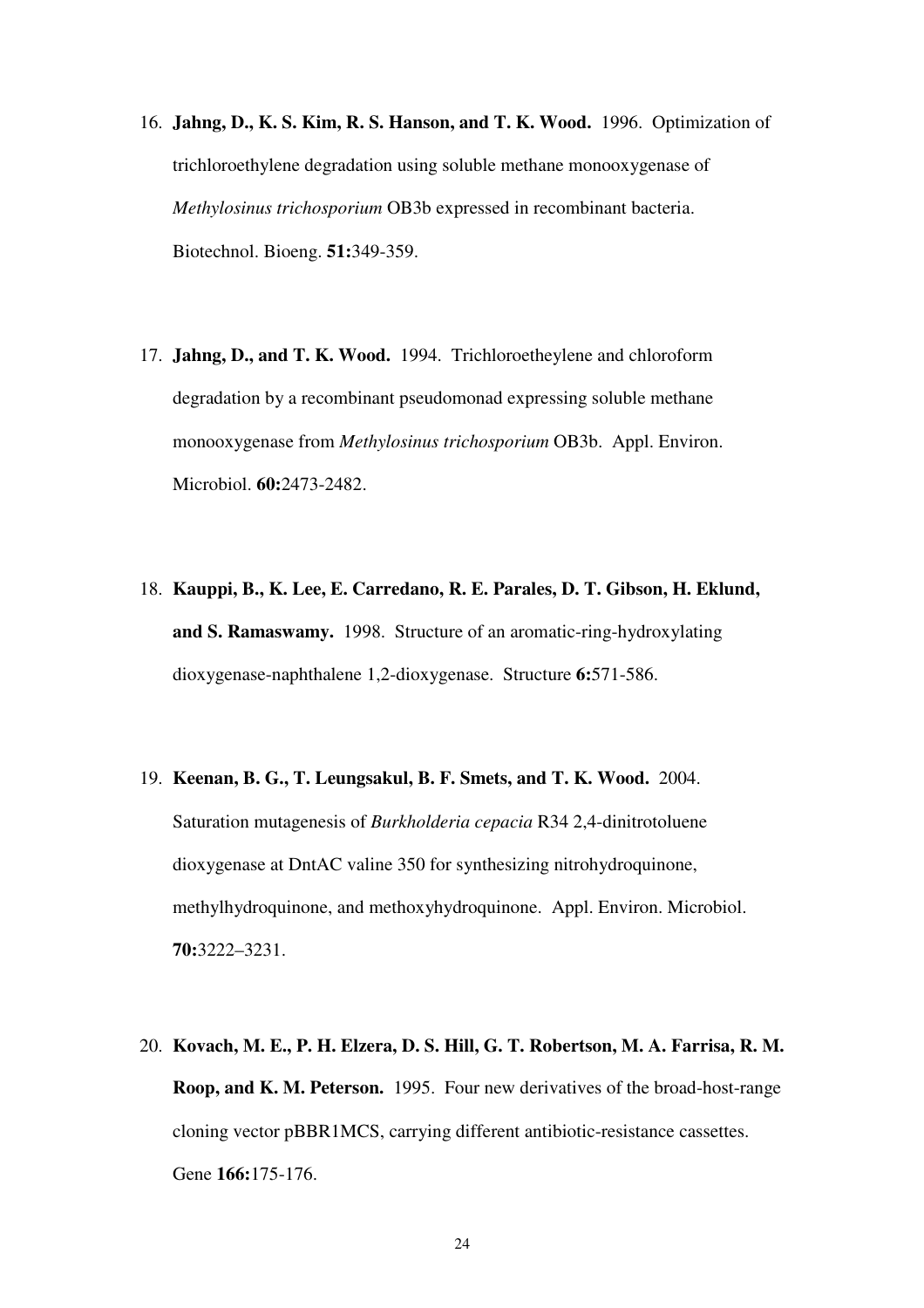16. **Jahng, D., K. S. Kim, R. S. Hanson, and T. K. Wood.** 1996. Optimization of trichloroethylene degradation using soluble methane monooxygenase of *Methylosinus trichosporium* OB3b expressed in recombinant bacteria. Biotechnol. Bioeng. **51:**349-359.

17. **Jahng, D., and T. K. Wood.** 1994. Trichloroetheylene and chloroform degradation by a recombinant pseudomonad expressing soluble methane monooxygenase from *Methylosinus trichosporium* OB3b. Appl. Environ. Microbiol. **60:**2473-2482.

18. **Kauppi, B., K. Lee, E. Carredano, R. E. Parales, D. T. Gibson, H. Eklund, and S. Ramaswamy.** 1998. Structure of an aromatic-ring-hydroxylating dioxygenase-naphthalene 1,2-dioxygenase. Structure **6:**571-586.

19. **Keenan, B. G., T. Leungsakul, B. F. Smets, and T. K. Wood.** 2004. Saturation mutagenesis of *Burkholderia cepacia* R34 2,4-dinitrotoluene dioxygenase at DntAC valine 350 for synthesizing nitrohydroquinone, methylhydroquinone, and methoxyhydroquinone. Appl. Environ. Microbiol. **70:**3222–3231.

20. **Kovach, M. E., P. H. Elzera, D. S. Hill, G. T. Robertson, M. A. Farrisa, R. M. Roop, and K. M. Peterson.** 1995. Four new derivatives of the broad-host-range cloning vector pBBR1MCS, carrying different antibiotic-resistance cassettes. Gene **166:**175-176.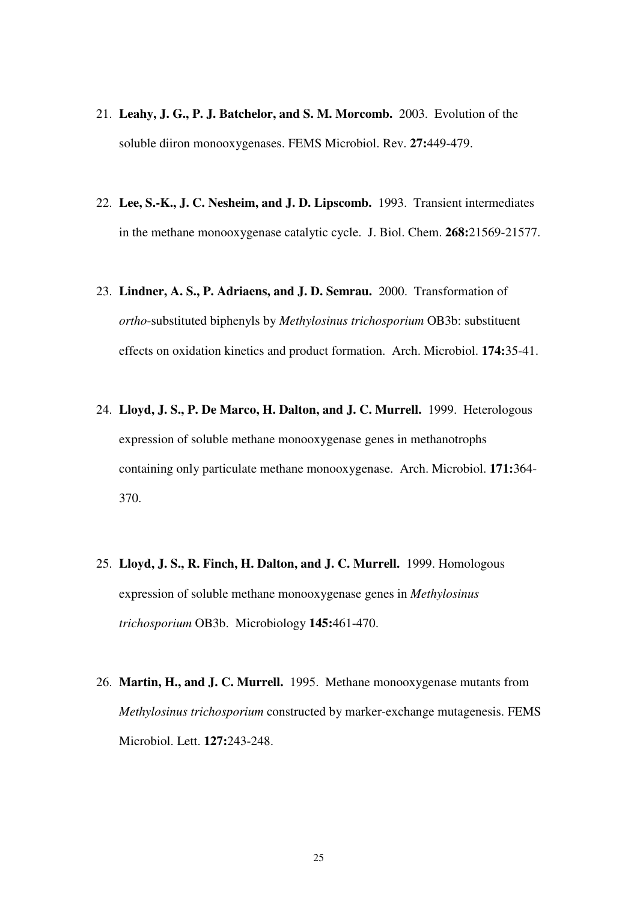21. **Leahy, J. G., P. J. Batchelor, and S. M. Morcomb.** 2003. Evolution of the soluble diiron monooxygenases. FEMS Microbiol. Rev. **27:**449-479.

22. **Lee, S.-K., J. C. Nesheim, and J. D. Lipscomb.** 1993. Transient intermediates in the methane monooxygenase catalytic cycle. J. Biol. Chem. **268:**21569-21577.

23. **Lindner, A. S., P. Adriaens, and J. D. Semrau.** 2000. Transformation of *ortho*-substituted biphenyls by *Methylosinus trichosporium* OB3b: substituent effects on oxidation kinetics and product formation. Arch. Microbiol. **174:**35-41.

24. **Lloyd, J. S., P. De Marco, H. Dalton, and J. C. Murrell.** 1999. Heterologous expression of soluble methane monooxygenase genes in methanotrophs containing only particulate methane monooxygenase. Arch. Microbiol. **171:**364-370.

25. **Lloyd, J. S., R. Finch, H. Dalton, and J. C. Murrell.** 1999. Homologous expression of soluble methane monooxygenase genes in *Methylosinus trichosporium* OB3b. Microbiology **145:**461-470.

26. **Martin, H., and J. C. Murrell.** 1995. Methane monooxygenase mutants from *Methylosinus trichosporium* constructed by marker-exchange mutagenesis. FEMS Microbiol. Lett. **127:**243-248.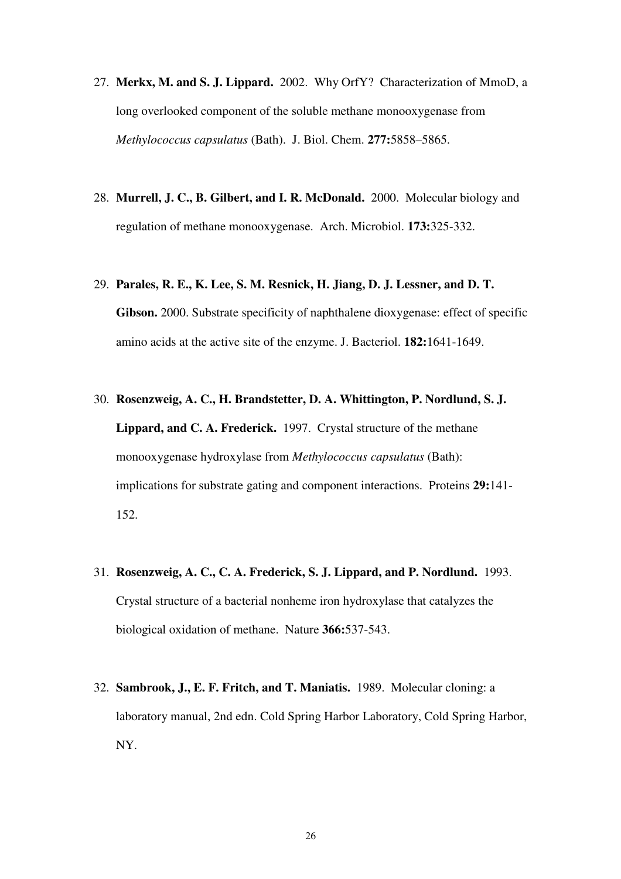27. **Merkx, M. and S. J. Lippard.** 2002. Why OrfY? Characterization of MmoD, a long overlooked component of the soluble methane monooxygenase from *Methylococcus capsulatus* (Bath). J. Biol. Chem. **277:**5858–5865.

28. **Murrell, J. C., B. Gilbert, and I. R. McDonald.** 2000. Molecular biology and regulation of methane monooxygenase. Arch. Microbiol. **173:**325-332.

29. **Parales, R. E., K. Lee, S. M. Resnick, H. Jiang, D. J. Lessner, and D. T. Gibson.** 2000. Substrate specificity of naphthalene dioxygenase: effect of specific amino acids at the active site of the enzyme. J. Bacteriol. **182:**1641-1649.

30. **Rosenzweig, A. C., H. Brandstetter, D. A. Whittington, P. Nordlund, S. J. Lippard, and C. A. Frederick.** 1997. Crystal structure of the methane monooxygenase hydroxylase from *Methylococcus capsulatus* (Bath): implications for substrate gating and component interactions. Proteins **29:**141-152.

31. **Rosenzweig, A. C., C. A. Frederick, S. J. Lippard, and P. Nordlund.** 1993. Crystal structure of a bacterial nonheme iron hydroxylase that catalyzes the biological oxidation of methane. Nature **366:**537-543.

32. **Sambrook, J., E. F. Fritch, and T. Maniatis.** 1989. Molecular cloning: a laboratory manual, 2nd edn. Cold Spring Harbor Laboratory, Cold Spring Harbor, NY.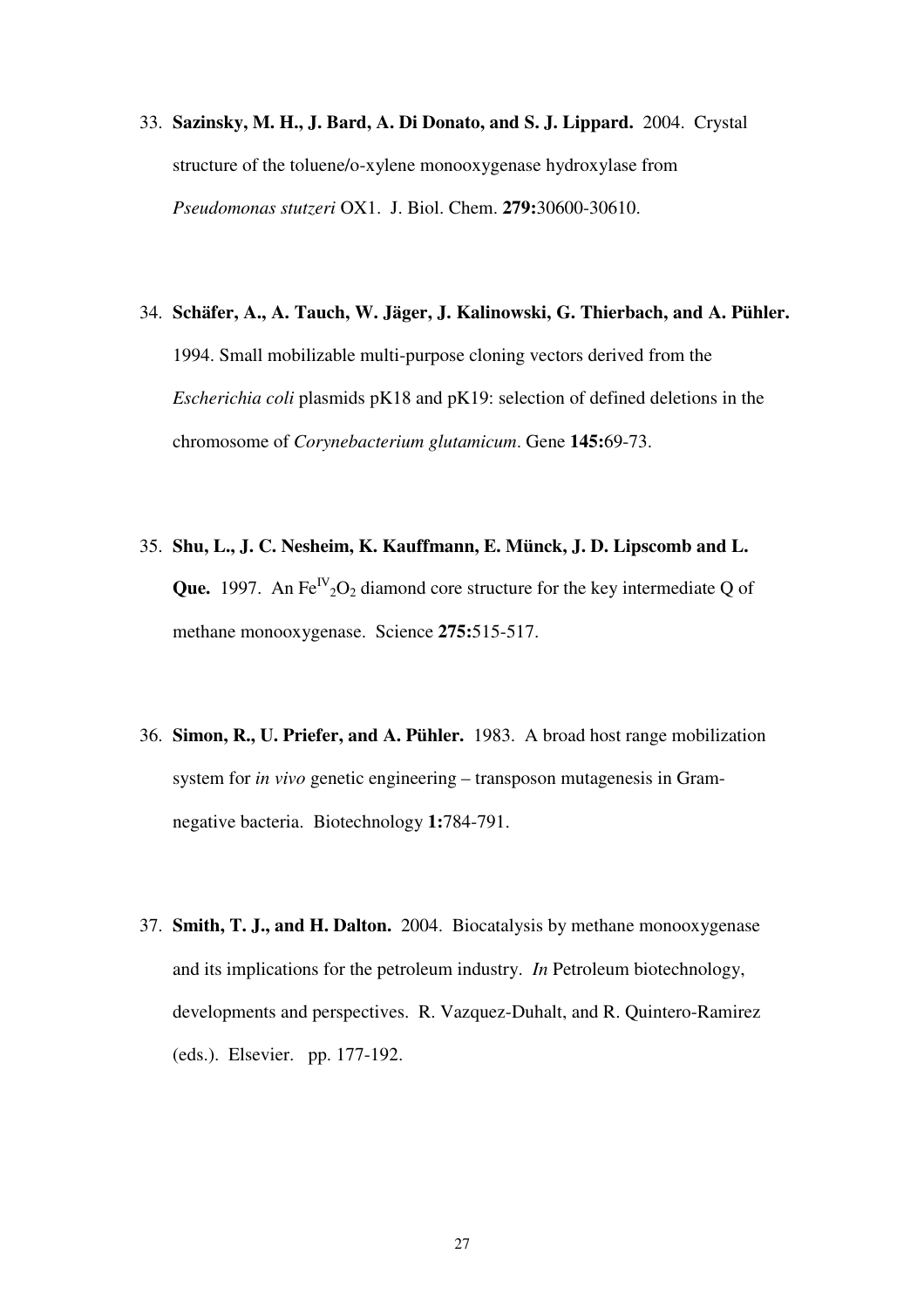33. **Sazinsky, M. H., J. Bard, A. Di Donato, and S. J. Lippard.** 2004. Crystal structure of the toluene/o-xylene monooxygenase hydroxylase from *Pseudomonas stutzeri* OX1. J. Biol. Chem. **279:**30600-30610.

34. **Schäfer, A., A. Tauch, W. Jäger, J. Kalinowski, G. Thierbach, and A. Pühler.** 1994. Small mobilizable multi-purpose cloning vectors derived from the *Escherichia coli* plasmids pK18 and pK19: selection of defined deletions in the chromosome of *Corynebacterium glutamicum*. Gene **145:**69-73.

35. **Shu, L., J. C. Nesheim, K. Kauffmann, E. Münck, J. D. Lipscomb and L. Que.** 1997. An $Fe^{IV}_2O_2$ diamond core structure for the key intermediate Q of methane monooxygenase. Science **275:**515-517.

36. **Simon, R., U. Priefer, and A. Pühler.** 1983. A broad host range mobilization system for *in vivo* genetic engineering – transposon mutagenesis in Gram-negative bacteria. Biotechnology **1:**784-791.

37. **Smith, T. J., and H. Dalton.** 2004. Biocatalysis by methane monooxygenase and its implications for the petroleum industry. *In* Petroleum biotechnology, developments and perspectives. R. Vazquez-Duhalt, and R. Quintero-Ramirez (eds.). Elsevier. pp. 177-192.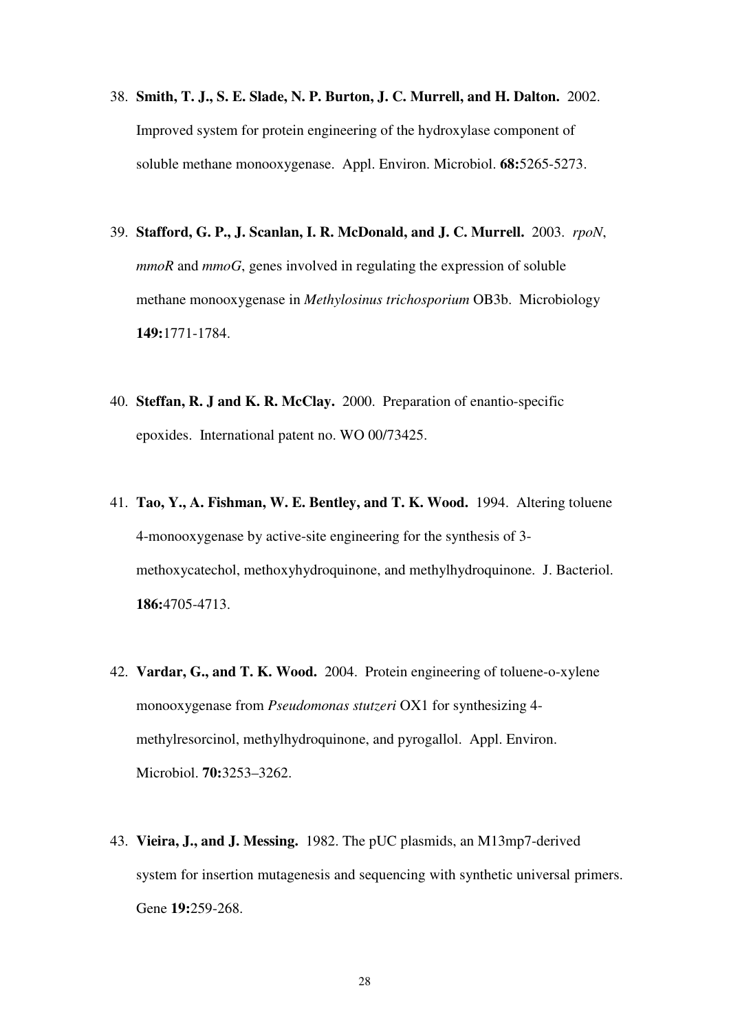38. **Smith, T. J., S. E. Slade, N. P. Burton, J. C. Murrell, and H. Dalton.** 2002. Improved system for protein engineering of the hydroxylase component of soluble methane monooxygenase. Appl. Environ. Microbiol. **68:**5265-5273.

39. **Stafford, G. P., J. Scanlan, I. R. McDonald, and J. C. Murrell.** 2003. *rpoN*, *mmoR* and *mmoG*, genes involved in regulating the expression of soluble methane monooxygenase in *Methylosinus trichosporium* OB3b. Microbiology **149:**1771-1784.

40. **Steffan, R. J and K. R. McClay.** 2000. Preparation of enantio-specific epoxides. International patent no. WO 00/73425.

41. **Tao, Y., A. Fishman, W. E. Bentley, and T. K. Wood.** 1994. Altering toluene 4-monooxygenase by active-site engineering for the synthesis of 3-methoxycatechol, methoxyhydroquinone, and methylhydroquinone. J. Bacteriol. **186:**4705-4713.

42. **Vardar, G., and T. K. Wood.** 2004. Protein engineering of toluene-o-xylene monooxygenase from *Pseudomonas stutzeri* OX1 for synthesizing 4-methylresorcinol, methylhydroquinone, and pyrogallol. Appl. Environ. Microbiol. **70:**3253–3262.

43. **Vieira, J., and J. Messing.** 1982. The pUC plasmids, an M13mp7-derived system for insertion mutagenesis and sequencing with synthetic universal primers. Gene **19:**259-268.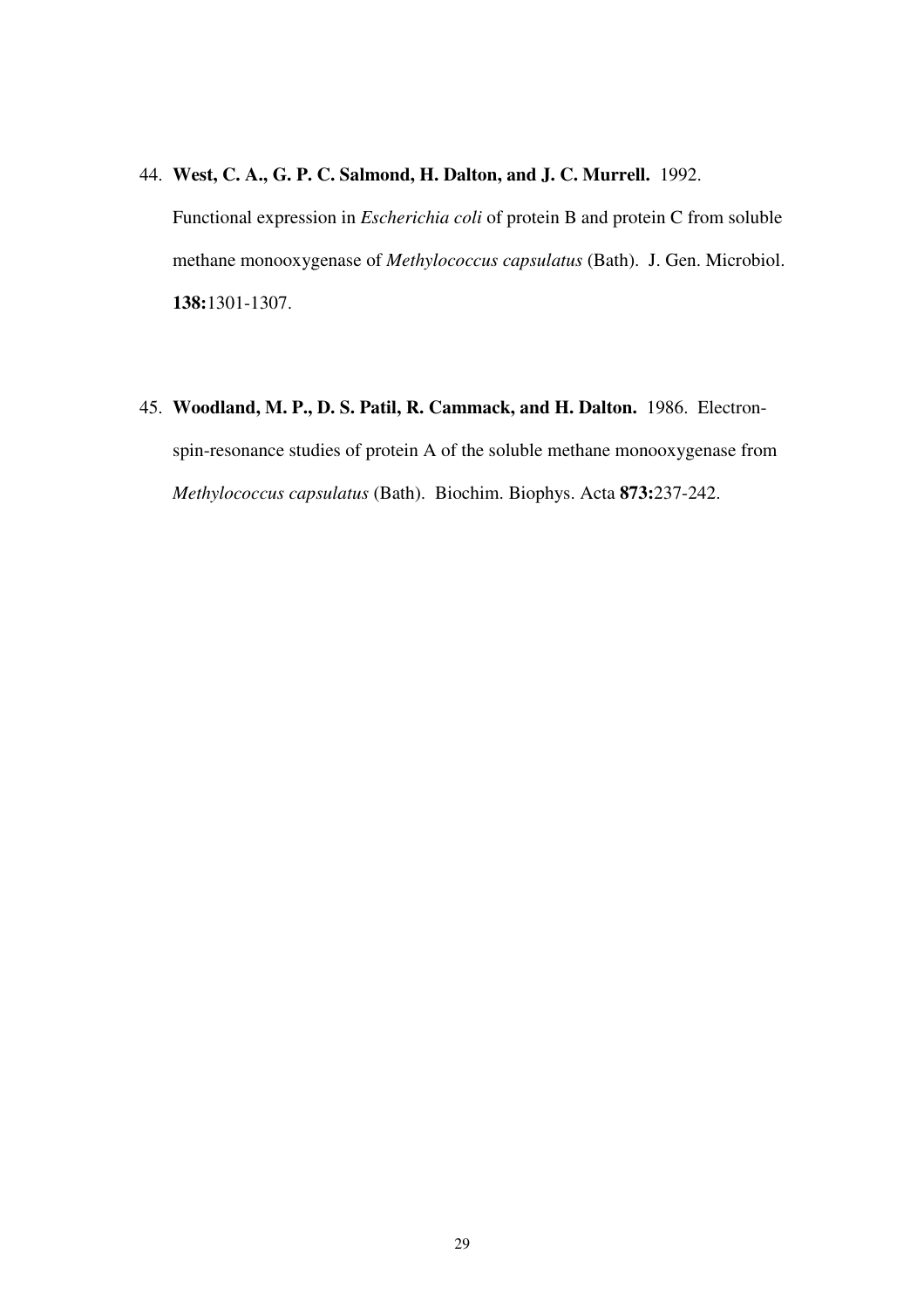44. **West, C. A., G. P. C. Salmond, H. Dalton, and J. C. Murrell.** 1992. Functional expression in *Escherichia coli* of protein B and protein C from soluble methane monooxygenase of *Methylococcus capsulatus* (Bath). J. Gen. Microbiol. **138:**1301-1307.

45. **Woodland, M. P., D. S. Patil, R. Cammack, and H. Dalton.** 1986. Electron-spin-resonance studies of protein A of the soluble methane monooxygenase from *Methylococcus capsulatus* (Bath). Biochim. Biophys. Acta **873:**237-242.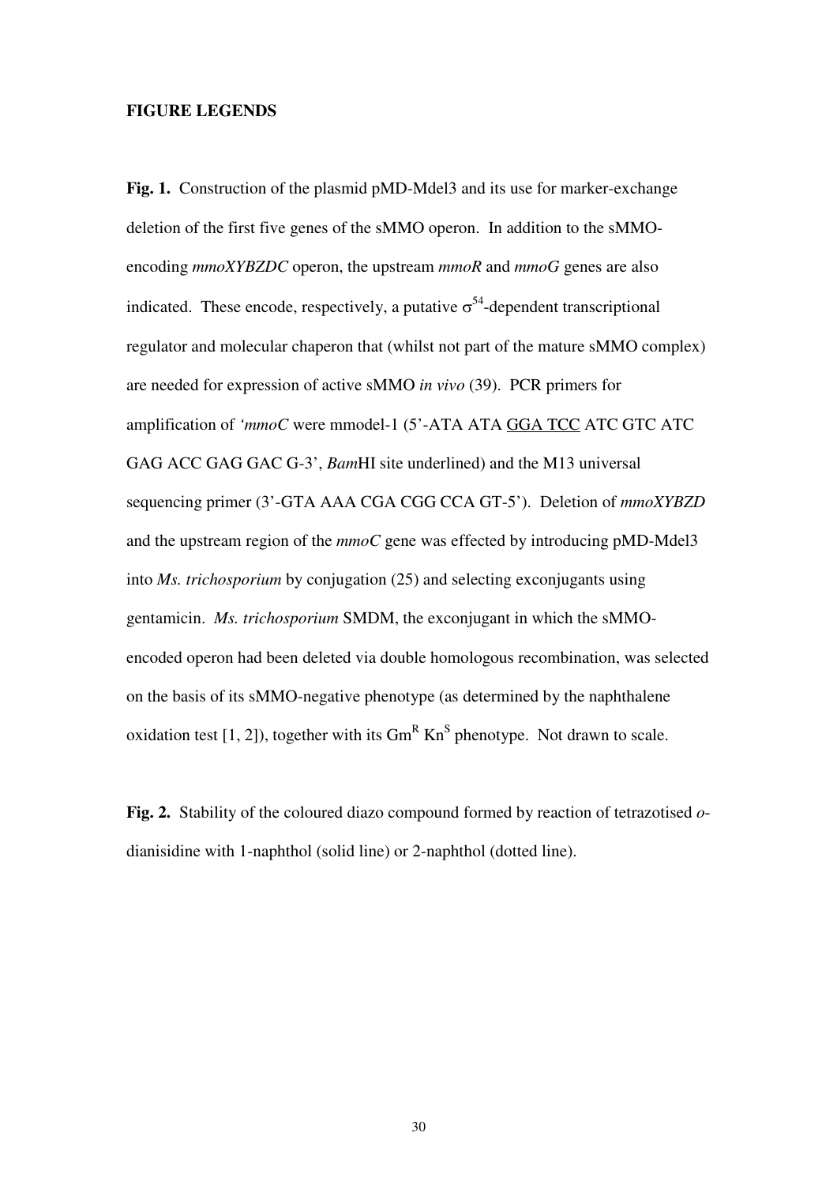**FIGURE LEGENDS**

**Fig. 1.** Construction of the plasmid pMD-Mdel3 and its use for marker-exchange deletion of the first five genes of the sMMO operon. In addition to the sMMO-encoding *mmoXYBZDC* operon, the upstream *mmoR* and *mmoG* genes are also indicated. These encode, respectively, a putative $\sigma^{54}$-dependent transcriptional regulator and molecular chaperon that (whilst not part of the mature sMMO complex) are needed for expression of active sMMO *in vivo* (39). PCR primers for amplification of *'mmoC* were mmodel-1 (5'-ATA ATA <u>GGA TCC</u> ATC GTC ATC GAG ACC GAG GAC G-3', *Bam*HI site underlined) and the M13 universal sequencing primer (3'-GTA AAA CGA CGG CCA GT-5'). Deletion of *mmoXYBZD* and the upstream region of the *mmoC* gene was effected by introducing pMD-Mdel3 into *Ms. trichosporium* by conjugation (25) and selecting exconjugants using gentamicin. *Ms. trichosporium* SMDM, the exconjugant in which the sMMO-encoded operon had been deleted via double homologous recombination, was selected on the basis of its sMMO-negative phenotype (as determined by the naphthalene oxidation test [1, 2]), together with its $Gm^R$ $Kn^S$ phenotype. Not drawn to scale.

**Fig. 2.** Stability of the coloured diazo compound formed by reaction of tetrazotised *o*-dianisidine with 1-naphthol (solid line) or 2-naphthol (dotted line).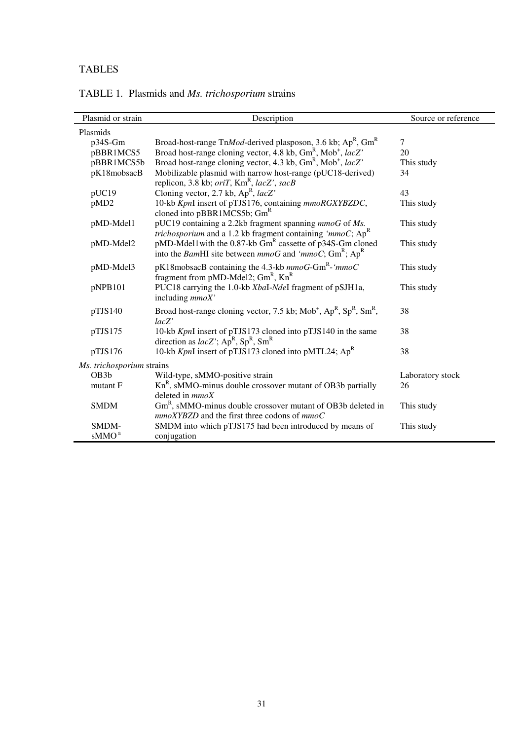# TABLES

TABLE 1. Plasmids and *Ms. trichosporium* strains

| Plasmid or strain | Description | Source or reference |
|---|---|---|
| Plasmids | | |
| p34S-Gm | Broad-host-range Tn*Mod*-derived plasposon, 3.6 kb; $Ap^R$, $Gm^R$ | 7 |
| pBBR1MCS5 | Broad host-range cloning vector, 4.8 kb, $Gm^R$, $Mob^+$, *lacZ'* | 20 |
| pBBR1MCS5b | Broad host-range cloning vector, 4.3 kb, $Gm^R$, $Mob^+$, *lacZ'* | This study |
| pK18mobsacB | Mobilizable plasmid with narrow host-range (pUC18-derived) replicon, 3.8 kb; *oriT*, $Km^R$, *lacZ'*, *sacB* | 34 |
| pUC19 | Cloning vector, 2.7 kb, $Ap^R$, *lacZ'* | 43 |
| pMD2 | 10-kb *Kpn*I insert of pTJS176, containing *mmoRGXYBZDC*, cloned into pBBR1MCS5b; $Gm^R$ | This study |
| pMD-Mdel1 | pUC19 containing a 2.2kb fragment spanning *mmoG* of *Ms. trichosporium* and a 1.2 kb fragment containing *'mmoC*; $Ap^R$ | This study |
| pMD-Mdel2 | pMD-Mdel1with the 0.87-kb $Gm^R$ cassette of p34S-Gm cloned into the *Bam*HI site between *mmoG* and *'mmoC*; $Gm^R$; $Ap^R$ | This study |
| pMD-Mdel3 | pK18mobsacB containing the 4.3-kb *mmoG*-$Gm^R$-*'mmoC* fragment from pMD-Mdel2; $Gm^R$, $Kn^R$ | This study |
| pNPB101 | PUC18 carrying the 1.0-kb *Xba*I-*Nde*I fragment of pSJH1a, including *mmoX'* | This study |
| pTJS140 | Broad host-range cloning vector, 7.5 kb; $Mob^+$, $Ap^R$, $Sp^R$, $Sm^R$, *lacZ'* | 38 |
| pTJS175 | 10-kb *Kpn*I insert of pTJS173 cloned into pTJS140 in the same direction as *lacZ'*; $Ap^R$, $Sp^R$, $Sm^R$ | 38 |
| pTJS176 | 10-kb *Kpn*I insert of pTJS173 cloned into pMTL24; $Ap^R$ | 38 |
| *Ms. trichosporium* strains | | |
| OB3b | Wild-type, sMMO-positive strain | Laboratory stock |
| mutant F | $Kn^R$, sMMO-minus double crossover mutant of OB3b partially deleted in *mmoX* | 26 |
| SMDM | $Gm^R$, sMMO-minus double crossover mutant of OB3b deleted in *mmoXYBZD* and the first three codons of *mmoC* | This study |
| SMDM-sMMO[a] | SMDM into which pTJS175 had been introduced by means of conjugation | This study |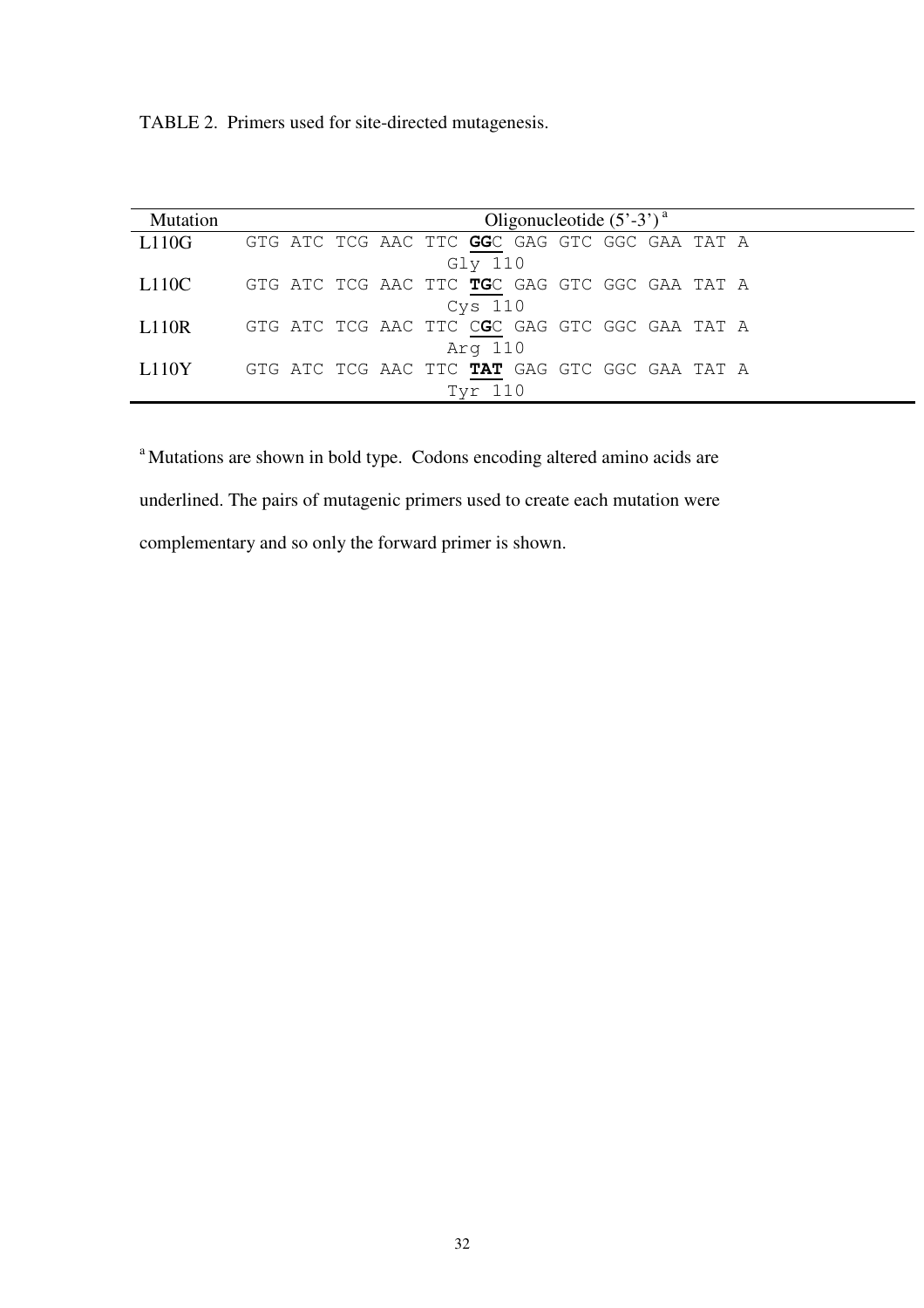TABLE 2. Primers used for site-directed mutagenesis.

| Mutation | Oligonucleotide (5'-3') [a] |
|---|---|
| L110G | GTG ATC TCG AAC TTC **GG**C GAG GTC GGC GAA TAT A<br>Gly 110 |
| L110C | GTG ATC TCG AAC TTC **TG**C GAG GTC GGC GAA TAT A<br>Cys 110 |
| L110R | GTG ATC TCG AAC TTC C**G**C GAG GTC GGC GAA TAT A<br>Arg 110 |
| L110Y | GTG ATC TCG AAC TTC **TAT** GAG GTC GGC GAA TAT A<br>Tyr 110 |

[a] Mutations are shown in bold type. Codons encoding altered amino acids are underlined. The pairs of mutagenic primers used to create each mutation were complementary and so only the forward primer is shown.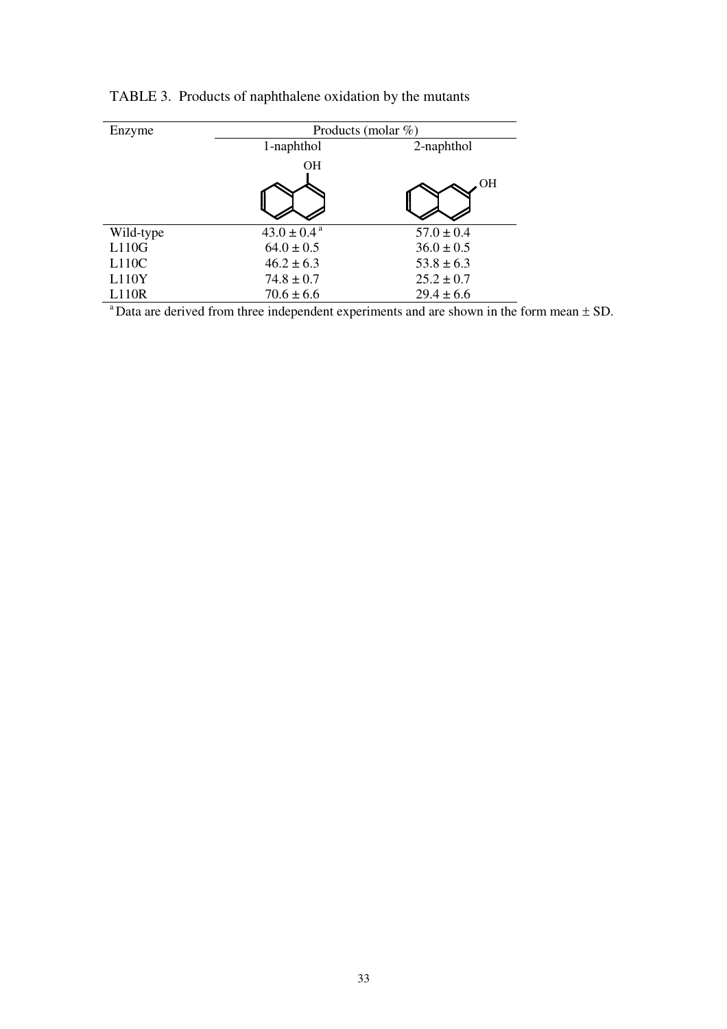TABLE 3. Products of naphthalene oxidation by the mutants

| Enzyme | Products (molar %) | |
| --- | --- | --- |
| | 1-naphthol | 2-naphthol |
| Wild-type | $43.0 \pm 0.4$ [a] | $57.0 \pm 0.4$ |
| L110G | $64.0 \pm 0.5$ | $36.0 \pm 0.5$ |
| L110C | $46.2 \pm 6.3$ | $53.8 \pm 6.3$ |
| L110Y | $74.8 \pm 0.7$ | $25.2 \pm 0.7$ |
| L110R | $70.6 \pm 6.6$ | $29.4 \pm 6.6$ |

[a] Data are derived from three independent experiments and are shown in the form mean ± SD.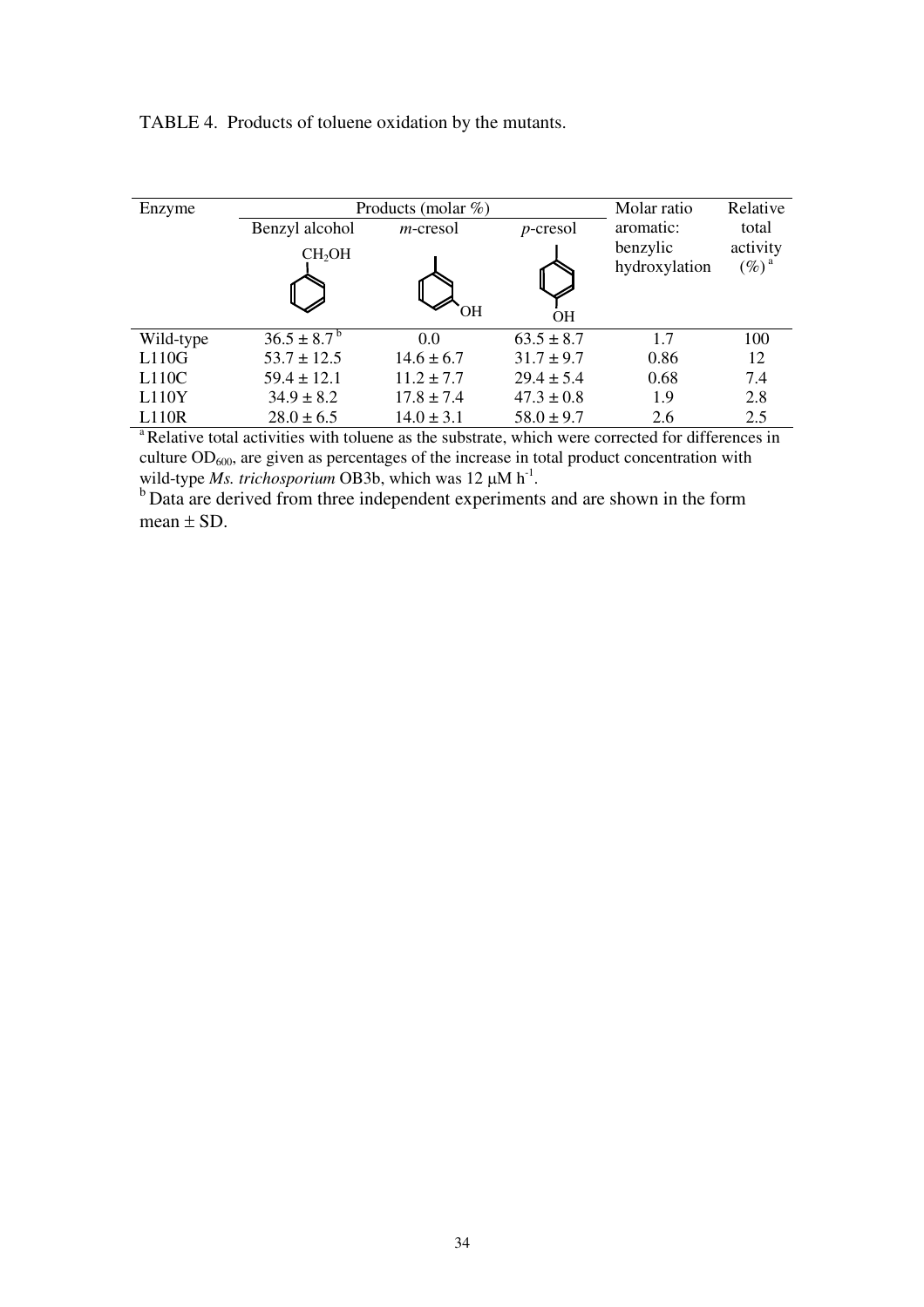TABLE 4. Products of toluene oxidation by the mutants.

| Enzyme | Products (molar %) | | | Molar ratio aromatic: benzylic hydroxylation | Relative total activity (%) [a] |
|---|---|---|---|---|---|
| | Benzyl alcohol | *m*-cresol | *p*-cresol | | |
| Wild-type | 36.5 ± 8.7 [b] | 0.0 | 63.5 ± 8.7 | 1.7 | 100 |
| L110G | 53.7 ± 12.5 | 14.6 ± 6.7 | 31.7 ± 9.7 | 0.86 | 12 |
| L110C | 59.4 ± 12.1 | 11.2 ± 7.7 | 29.4 ± 5.4 | 0.68 | 7.4 |
| L110Y | 34.9 ± 8.2 | 17.8 ± 7.4 | 47.3 ± 0.8 | 1.9 | 2.8 |
| L110R | 28.0 ± 6.5 | 14.0 ± 3.1 | 58.0 ± 9.7 | 2.6 | 2.5 |

[a] Relative total activities with toluene as the substrate, which were corrected for differences in culture $OD_{600}$, are given as percentages of the increase in total product concentration with wild-type *Ms. trichosporium* OB3b, which was 12 μM $h^{-1}$.

[b] Data are derived from three independent experiments and are shown in the form mean ± SD.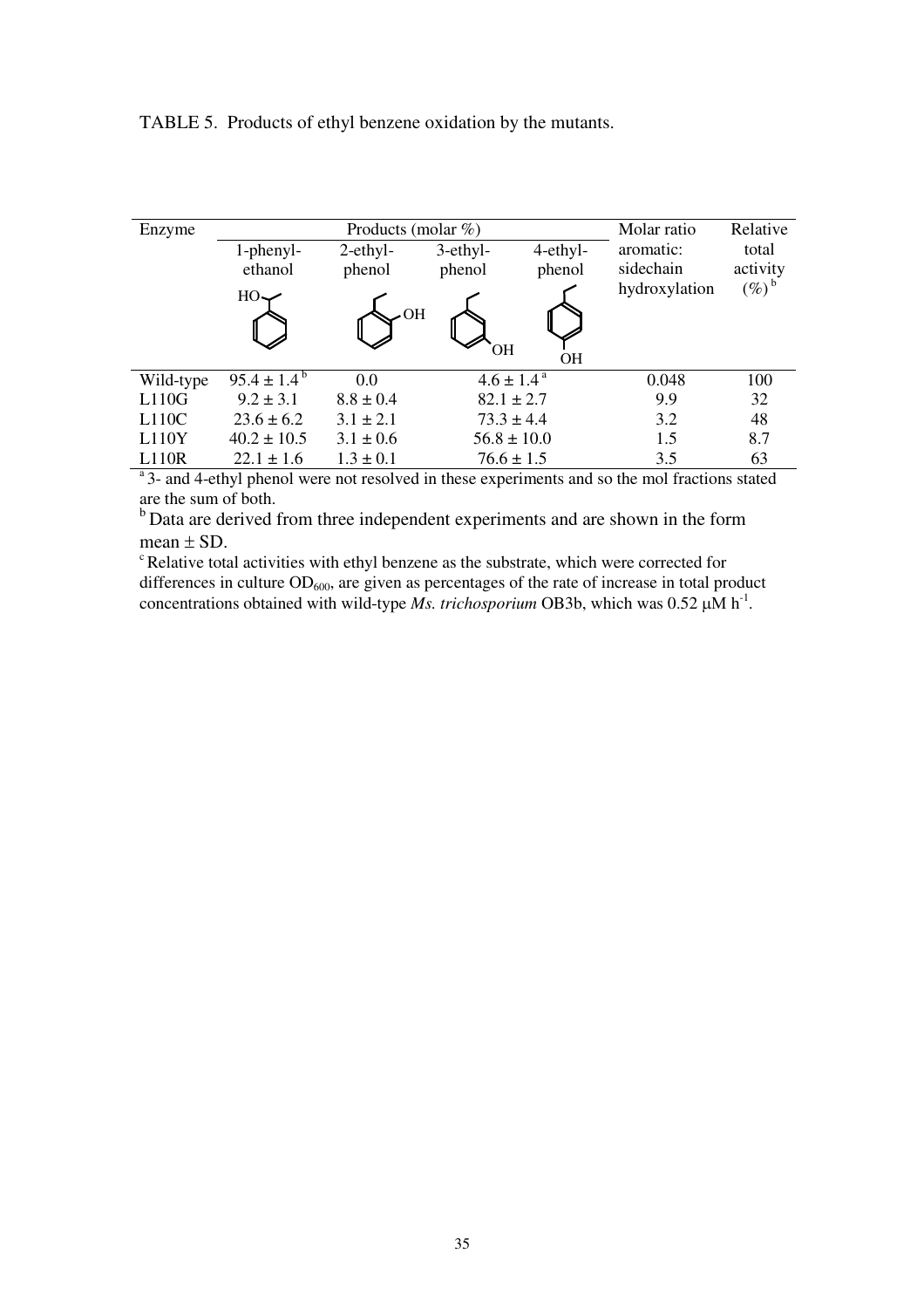TABLE 5. Products of ethyl benzene oxidation by the mutants.

| Enzyme | Products (molar %) | | | | Molar ratio aromatic: sidechain hydroxylation | Relative total activity (%)[b] |
|---|---|---|---|---|---|---|
| | 1-phenyl-ethanol | 2-ethyl-phenol | 3-ethyl-phenol | 4-ethyl-phenol | | |
| Wild-type | 95.4 ± 1.4[b] | 0.0 | 4.6 ± 1.4[a] | | 0.048 | 100 |
| L110G | 9.2 ± 3.1 | 8.8 ± 0.4 | 82.1 ± 2.7 | | 9.9 | 32 |
| L110C | 23.6 ± 6.2 | 3.1 ± 2.1 | 73.3 ± 4.4 | | 3.2 | 48 |
| L110Y | 40.2 ± 10.5 | 3.1 ± 0.6 | 56.8 ± 10.0 | | 1.5 | 8.7 |
| L110R | 22.1 ± 1.6 | 1.3 ± 0.1 | 76.6 ± 1.5 | | 3.5 | 63 |

[a] 3- and 4-ethyl phenol were not resolved in these experiments and so the mol fractions stated are the sum of both.

[b] Data are derived from three independent experiments and are shown in the form mean ± SD.

[c] Relative total activities with ethyl benzene as the substrate, which were corrected for differences in culture $OD_{600}$, are given as percentages of the rate of increase in total product concentrations obtained with wild-type *Ms. trichosporium* OB3b, which was 0.52 μM $h^{-1}$.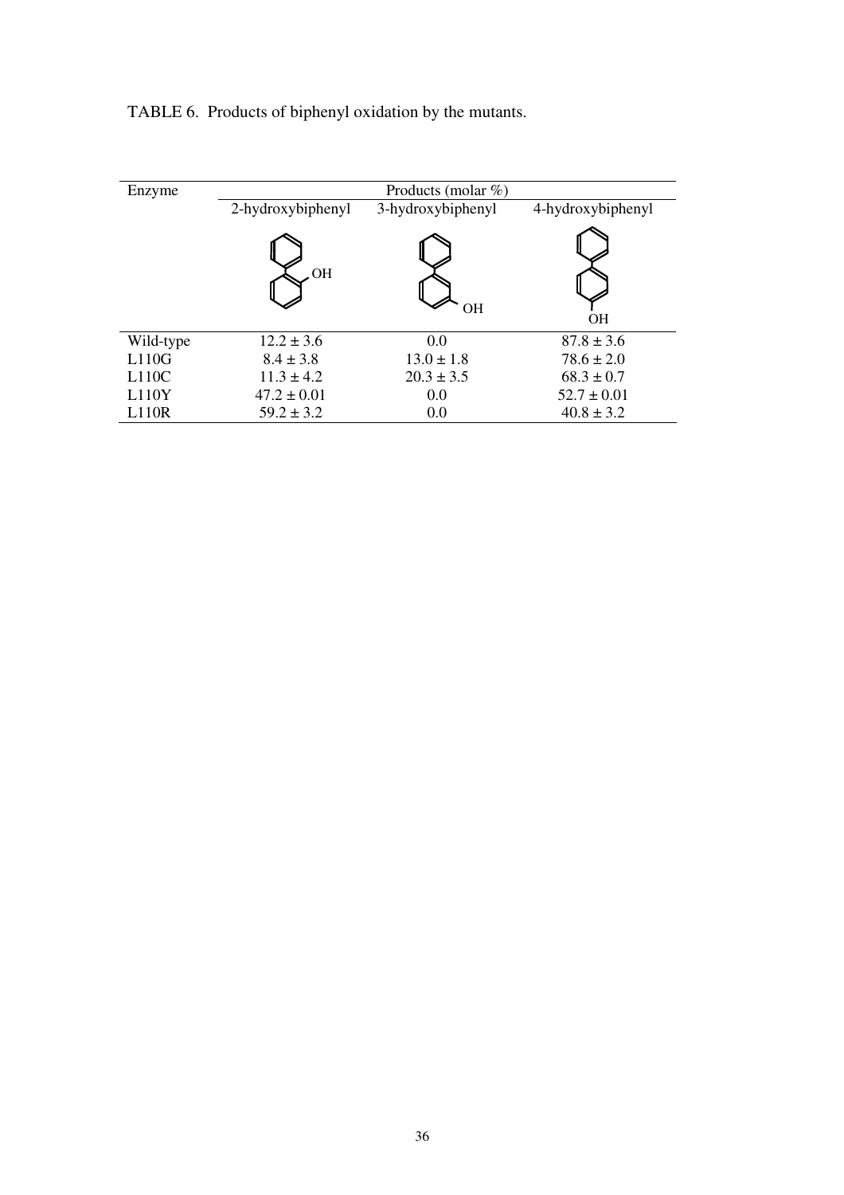TABLE 6. Products of biphenyl oxidation by the mutants.

| Enzyme | Products (molar %) | | |
|---|---|---|---|
| | 2-hydroxybiphenyl | 3-hydroxybiphenyl | 4-hydroxybiphenyl |
| Wild-type | 12.2 ± 3.6 | 0.0 | 87.8 ± 3.6 |
| L110G | 8.4 ± 3.8 | 13.0 ± 1.8 | 78.6 ± 2.0 |
| L110C | 11.3 ± 4.2 | 20.3 ± 3.5 | 68.3 ± 0.7 |
| L110Y | 47.2 ± 0.01 | 0.0 | 52.7 ± 0.01 |
| L110R | 59.2 ± 3.2 | 0.0 | 40.8 ± 3.2 |